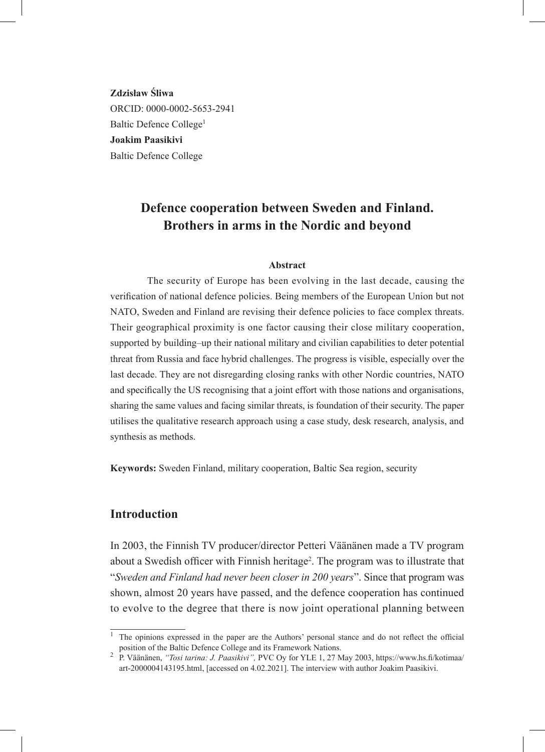**Zdzisław Śliwa**
ORCID: 0000-0002-5653-2941
Baltic Defence College[1]
**Joakim Paasikivi**
Baltic Defence College

# Defence cooperation between Sweden and Finland. Brothers in arms in the Nordic and beyond

**Abstract**

The security of Europe has been evolving in the last decade, causing the verification of national defence policies. Being members of the European Union but not NATO, Sweden and Finland are revising their defence policies to face complex threats. Their geographical proximity is one factor causing their close military cooperation, supported by building–up their national military and civilian capabilities to deter potential threat from Russia and face hybrid challenges. The progress is visible, especially over the last decade. They are not disregarding closing ranks with other Nordic countries, NATO and specifically the US recognising that a joint effort with those nations and organisations, sharing the same values and facing similar threats, is foundation of their security. The paper utilises the qualitative research approach using a case study, desk research, analysis, and synthesis as methods.

**Keywords:** Sweden Finland, military cooperation, Baltic Sea region, security

## Introduction

In 2003, the Finnish TV producer/director Petteri Väänänen made a TV program about a Swedish officer with Finnish heritage[2]. The program was to illustrate that "*Sweden and Finland had never been closer in 200 years*". Since that program was shown, almost 20 years have passed, and the defence cooperation has continued to evolve to the degree that there is now joint operational planning between

---

[1] The opinions expressed in the paper are the Authors' personal stance and do not reflect the official position of the Baltic Defence College and its Framework Nations.

[2] P. Väänänen, *"Tosi tarina: J. Paasikivi",* PVC Oy for YLE 1, 27 May 2003, https://www.hs.fi/kotimaa/art-2000004143195.html, [accessed on 4.02.2021]. The interview with author Joakim Paasikivi.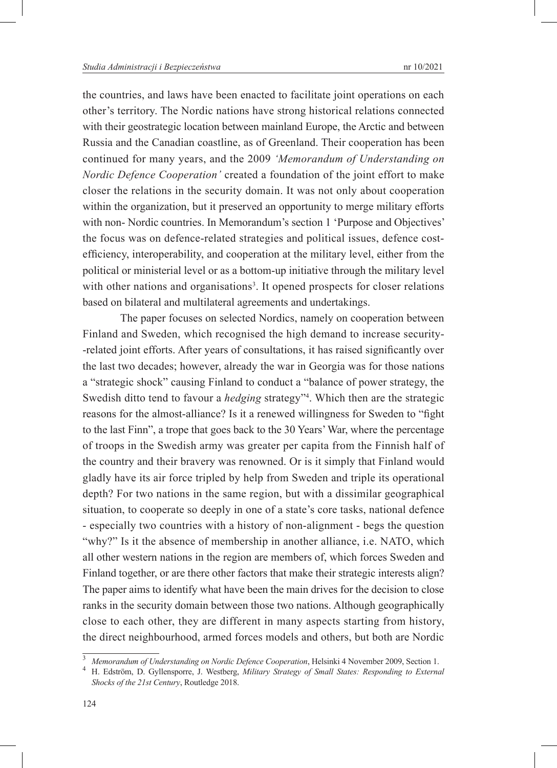the countries, and laws have been enacted to facilitate joint operations on each other's territory. The Nordic nations have strong historical relations connected with their geostrategic location between mainland Europe, the Arctic and between Russia and the Canadian coastline, as of Greenland. Their cooperation has been continued for many years, and the 2009 *'Memorandum of Understanding on Nordic Defence Cooperation'* created a foundation of the joint effort to make closer the relations in the security domain. It was not only about cooperation within the organization, but it preserved an opportunity to merge military efforts with non- Nordic countries. In Memorandum's section 1 'Purpose and Objectives' the focus was on defence-related strategies and political issues, defence cost-efficiency, interoperability, and cooperation at the military level, either from the political or ministerial level or as a bottom-up initiative through the military level with other nations and organisations[3]. It opened prospects for closer relations based on bilateral and multilateral agreements and undertakings.

The paper focuses on selected Nordics, namely on cooperation between Finland and Sweden, which recognised the high demand to increase security-related joint efforts. After years of consultations, it has raised significantly over the last two decades; however, already the war in Georgia was for those nations a "strategic shock" causing Finland to conduct a "balance of power strategy, the Swedish ditto tend to favour a *hedging* strategy"[4]. Which then are the strategic reasons for the almost-alliance? Is it a renewed willingness for Sweden to "fight to the last Finn", a trope that goes back to the 30 Years' War, where the percentage of troops in the Swedish army was greater per capita from the Finnish half of the country and their bravery was renowned. Or is it simply that Finland would gladly have its air force tripled by help from Sweden and triple its operational depth? For two nations in the same region, but with a dissimilar geographical situation, to cooperate so deeply in one of a state's core tasks, national defence - especially two countries with a history of non-alignment - begs the question "why?" Is it the absence of membership in another alliance, i.e. NATO, which all other western nations in the region are members of, which forces Sweden and Finland together, or are there other factors that make their strategic interests align? The paper aims to identify what have been the main drives for the decision to close ranks in the security domain between those two nations. Although geographically close to each other, they are different in many aspects starting from history, the direct neighbourhood, armed forces models and others, but both are Nordic

---

[3] *Memorandum of Understanding on Nordic Defence Cooperation*, Helsinki 4 November 2009, Section 1.

[4] H. Edström, D. Gyllensporre, J. Westberg, *Military Strategy of Small States: Responding to External Shocks of the 21st Century*, Routledge 2018.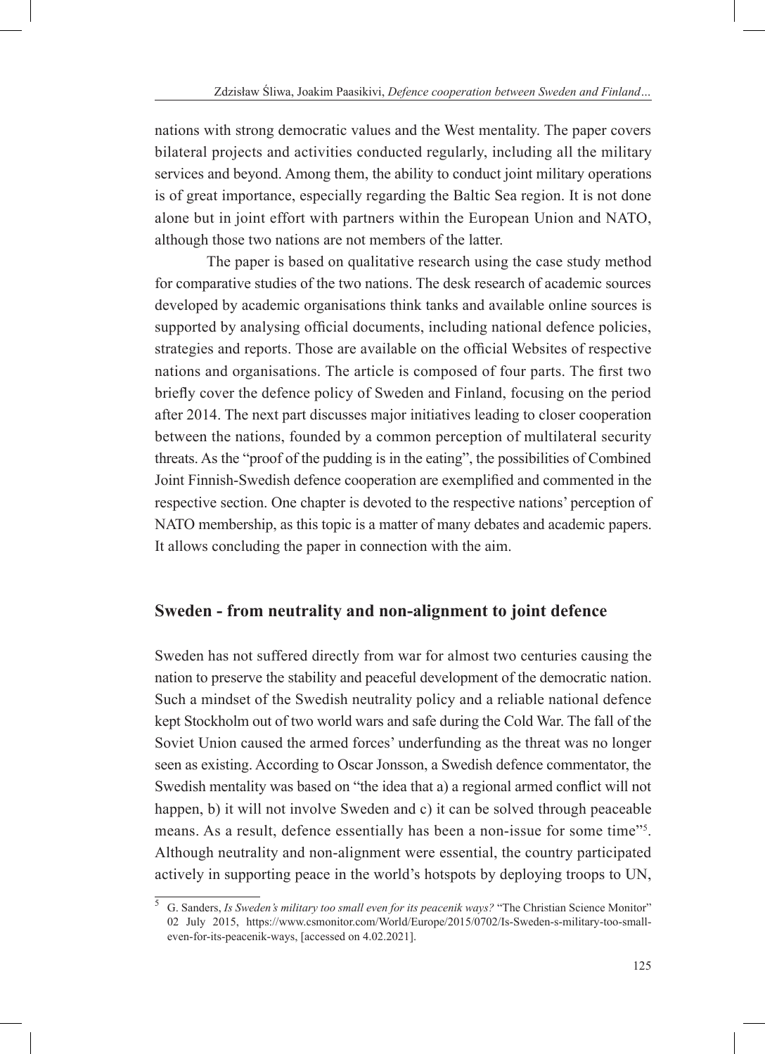nations with strong democratic values and the West mentality. The paper covers bilateral projects and activities conducted regularly, including all the military services and beyond. Among them, the ability to conduct joint military operations is of great importance, especially regarding the Baltic Sea region. It is not done alone but in joint effort with partners within the European Union and NATO, although those two nations are not members of the latter.

The paper is based on qualitative research using the case study method for comparative studies of the two nations. The desk research of academic sources developed by academic organisations think tanks and available online sources is supported by analysing official documents, including national defence policies, strategies and reports. Those are available on the official Websites of respective nations and organisations. The article is composed of four parts. The first two briefly cover the defence policy of Sweden and Finland, focusing on the period after 2014. The next part discusses major initiatives leading to closer cooperation between the nations, founded by a common perception of multilateral security threats. As the "proof of the pudding is in the eating", the possibilities of Combined Joint Finnish-Swedish defence cooperation are exemplified and commented in the respective section. One chapter is devoted to the respective nations' perception of NATO membership, as this topic is a matter of many debates and academic papers. It allows concluding the paper in connection with the aim.

## Sweden - from neutrality and non-alignment to joint defence

Sweden has not suffered directly from war for almost two centuries causing the nation to preserve the stability and peaceful development of the democratic nation. Such a mindset of the Swedish neutrality policy and a reliable national defence kept Stockholm out of two world wars and safe during the Cold War. The fall of the Soviet Union caused the armed forces' underfunding as the threat was no longer seen as existing. According to Oscar Jonsson, a Swedish defence commentator, the Swedish mentality was based on "the idea that a) a regional armed conflict will not happen, b) it will not involve Sweden and c) it can be solved through peaceable means. As a result, defence essentially has been a non-issue for some time"[5]. Although neutrality and non-alignment were essential, the country participated actively in supporting peace in the world's hotspots by deploying troops to UN,

[5] G. Sanders, *Is Sweden's military too small even for its peacenik ways?* "The Christian Science Monitor" 02 July 2015, https://www.csmonitor.com/World/Europe/2015/0702/Is-Sweden-s-military-too-small-even-for-its-peacenik-ways, [accessed on 4.02.2021].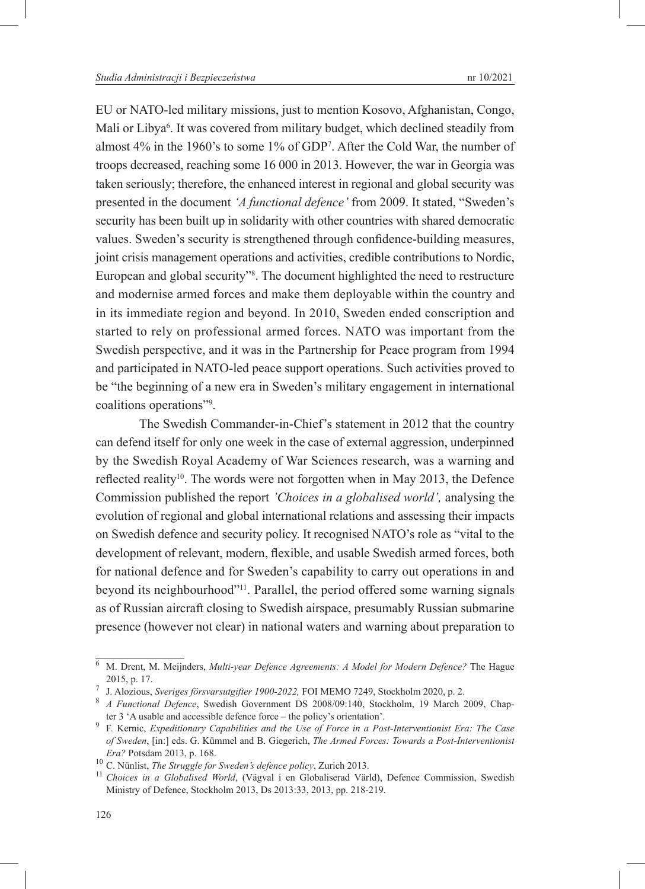EU or NATO-led military missions, just to mention Kosovo, Afghanistan, Congo, Mali or Libya[6]. It was covered from military budget, which declined steadily from almost 4% in the 1960's to some 1% of GDP[7]. After the Cold War, the number of troops decreased, reaching some 16 000 in 2013. However, the war in Georgia was taken seriously; therefore, the enhanced interest in regional and global security was presented in the document *'A functional defence'* from 2009. It stated, "Sweden's security has been built up in solidarity with other countries with shared democratic values. Sweden's security is strengthened through confidence-building measures, joint crisis management operations and activities, credible contributions to Nordic, European and global security"[8]. The document highlighted the need to restructure and modernise armed forces and make them deployable within the country and in its immediate region and beyond. In 2010, Sweden ended conscription and started to rely on professional armed forces. NATO was important from the Swedish perspective, and it was in the Partnership for Peace program from 1994 and participated in NATO-led peace support operations. Such activities proved to be "the beginning of a new era in Sweden's military engagement in international coalitions operations"[9].

The Swedish Commander-in-Chief's statement in 2012 that the country can defend itself for only one week in the case of external aggression, underpinned by the Swedish Royal Academy of War Sciences research, was a warning and reflected reality[10]. The words were not forgotten when in May 2013, the Defence Commission published the report *'Choices in a globalised world',* analysing the evolution of regional and global international relations and assessing their impacts on Swedish defence and security policy. It recognised NATO's role as "vital to the development of relevant, modern, flexible, and usable Swedish armed forces, both for national defence and for Sweden's capability to carry out operations in and beyond its neighbourhood"[11]. Parallel, the period offered some warning signals as of Russian aircraft closing to Swedish airspace, presumably Russian submarine presence (however not clear) in national waters and warning about preparation to

---

[6] M. Drent, M. Meijnders, *Multi-year Defence Agreements: A Model for Modern Defence?* The Hague 2015, p. 17.

[7] J. Alozious, *Sveriges försvarsutgifter 1900-2022,* FOI MEMO 7249, Stockholm 2020, p. 2.

[8] *A Functional Defence*, Swedish Government DS 2008/09:140, Stockholm, 19 March 2009, Chapter 3 'A usable and accessible defence force – the policy's orientation'.

[9] F. Kernic, *Expeditionary Capabilities and the Use of Force in a Post-Interventionist Era: The Case of Sweden*, [in:] eds. G. Kümmel and B. Giegerich, *The Armed Forces: Towards a Post-Interventionist Era?* Potsdam 2013, p. 168.

[10] C. Nünlist, *The Struggle for Sweden's defence policy*, Zurich 2013.

[11] *Choices in a Globalised World*, (Vägval i en Globaliserad Värld), Defence Commission, Swedish Ministry of Defence, Stockholm 2013, Ds 2013:33, 2013, pp. 218-219.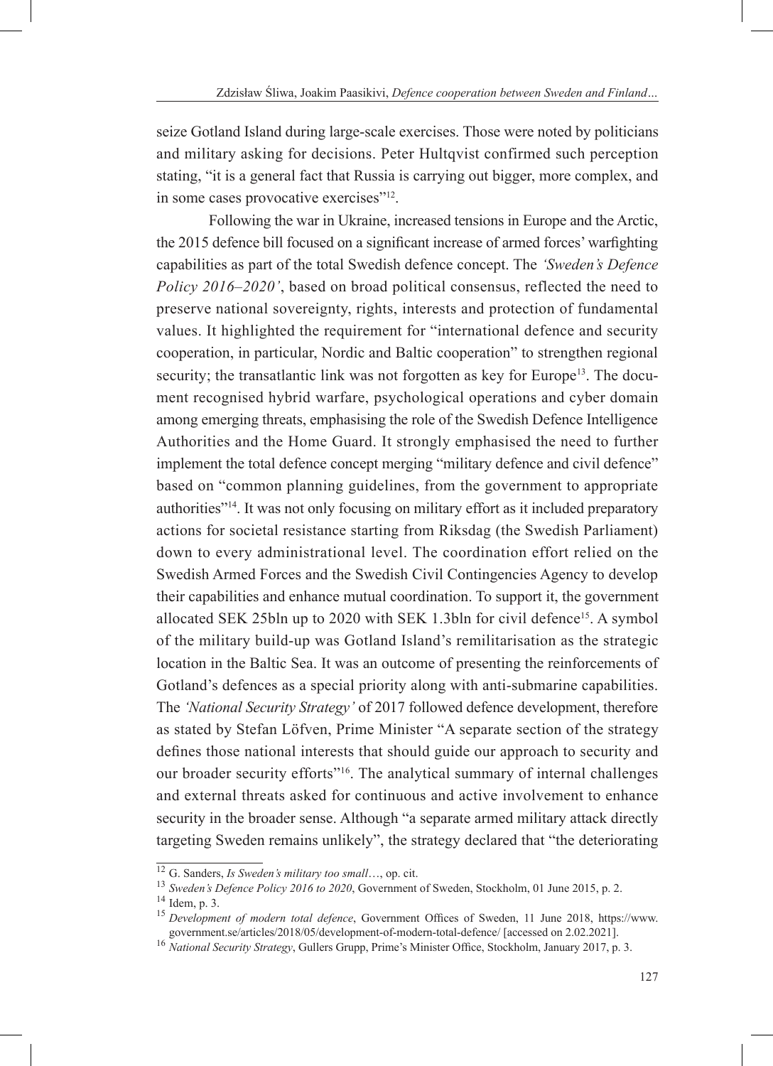seize Gotland Island during large-scale exercises. Those were noted by politicians and military asking for decisions. Peter Hultqvist confirmed such perception stating, "it is a general fact that Russia is carrying out bigger, more complex, and in some cases provocative exercises"[12].

Following the war in Ukraine, increased tensions in Europe and the Arctic, the 2015 defence bill focused on a significant increase of armed forces' warfighting capabilities as part of the total Swedish defence concept. The *'Sweden's Defence Policy 2016–2020'*, based on broad political consensus, reflected the need to preserve national sovereignty, rights, interests and protection of fundamental values. It highlighted the requirement for "international defence and security cooperation, in particular, Nordic and Baltic cooperation" to strengthen regional security; the transatlantic link was not forgotten as key for Europe[13]. The document recognised hybrid warfare, psychological operations and cyber domain among emerging threats, emphasising the role of the Swedish Defence Intelligence Authorities and the Home Guard. It strongly emphasised the need to further implement the total defence concept merging "military defence and civil defence" based on "common planning guidelines, from the government to appropriate authorities"[14]. It was not only focusing on military effort as it included preparatory actions for societal resistance starting from Riksdag (the Swedish Parliament) down to every administrational level. The coordination effort relied on the Swedish Armed Forces and the Swedish Civil Contingencies Agency to develop their capabilities and enhance mutual coordination. To support it, the government allocated SEK 25bln up to 2020 with SEK 1.3bln for civil defence[15]. A symbol of the military build-up was Gotland Island's remilitarisation as the strategic location in the Baltic Sea. It was an outcome of presenting the reinforcements of Gotland's defences as a special priority along with anti-submarine capabilities. The *'National Security Strategy'* of 2017 followed defence development, therefore as stated by Stefan Löfven, Prime Minister "A separate section of the strategy defines those national interests that should guide our approach to security and our broader security efforts"[16]. The analytical summary of internal challenges and external threats asked for continuous and active involvement to enhance security in the broader sense. Although "a separate armed military attack directly targeting Sweden remains unlikely", the strategy declared that "the deteriorating

---

[12] G. Sanders, *Is Sweden's military too small…*, op. cit.

[13] *Sweden's Defence Policy 2016 to 2020*, Government of Sweden, Stockholm, 01 June 2015, p. 2.

[14] Idem, p. 3.

[15] *Development of modern total defence*, Government Offices of Sweden, 11 June 2018, https://www.government.se/articles/2018/05/development-of-modern-total-defence/ [accessed on 2.02.2021].

[16] *National Security Strategy*, Gullers Grupp, Prime's Minister Office, Stockholm, January 2017, p. 3.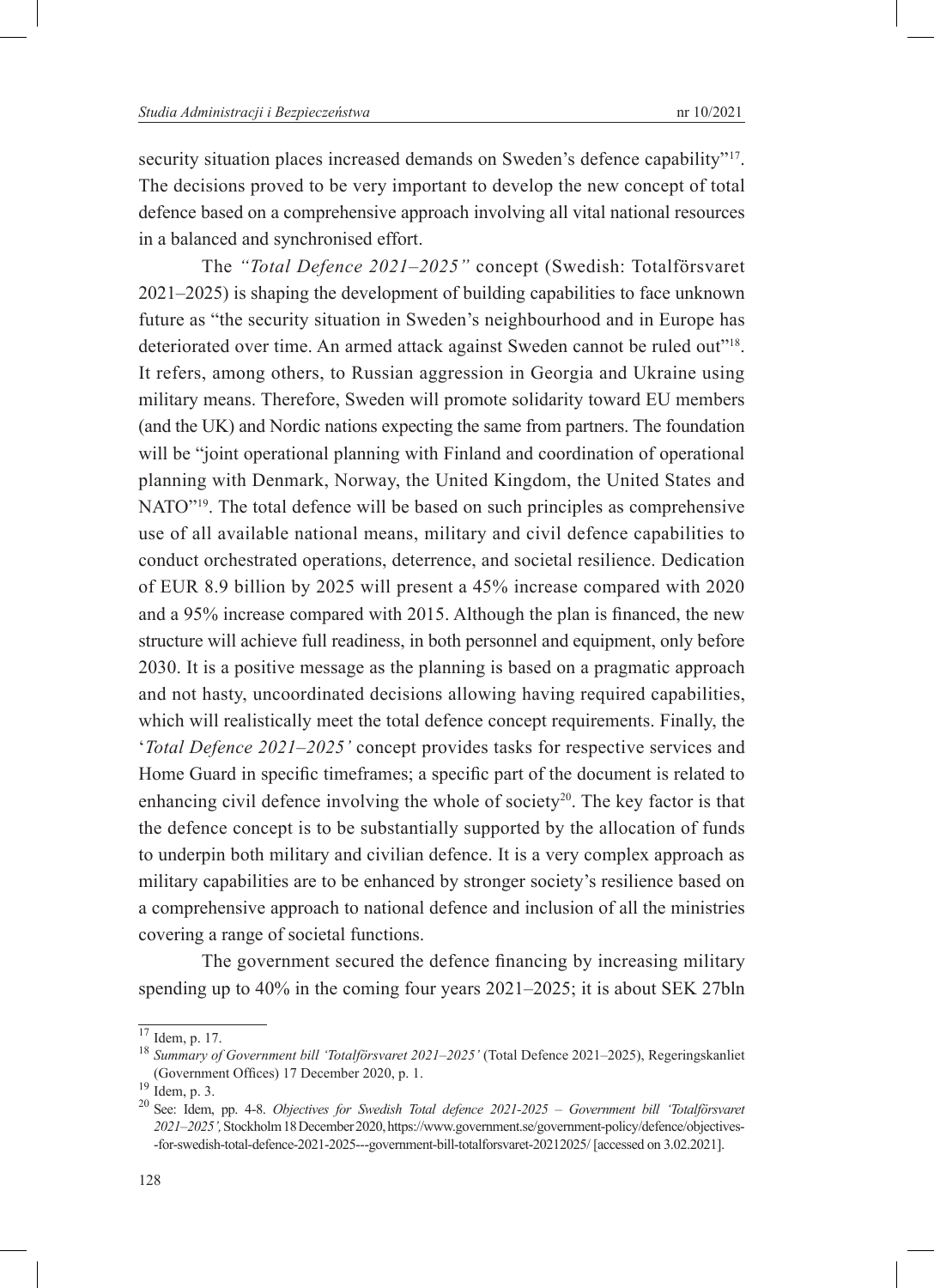security situation places increased demands on Sweden's defence capability"[17]. The decisions proved to be very important to develop the new concept of total defence based on a comprehensive approach involving all vital national resources in a balanced and synchronised effort.

The *"Total Defence 2021–2025"* concept (Swedish: Totalförsvaret 2021–2025) is shaping the development of building capabilities to face unknown future as "the security situation in Sweden's neighbourhood and in Europe has deteriorated over time. An armed attack against Sweden cannot be ruled out"[18]. It refers, among others, to Russian aggression in Georgia and Ukraine using military means. Therefore, Sweden will promote solidarity toward EU members (and the UK) and Nordic nations expecting the same from partners. The foundation will be "joint operational planning with Finland and coordination of operational planning with Denmark, Norway, the United Kingdom, the United States and NATO"[19]. The total defence will be based on such principles as comprehensive use of all available national means, military and civil defence capabilities to conduct orchestrated operations, deterrence, and societal resilience. Dedication of EUR 8.9 billion by 2025 will present a 45% increase compared with 2020 and a 95% increase compared with 2015. Although the plan is financed, the new structure will achieve full readiness, in both personnel and equipment, only before 2030. It is a positive message as the planning is based on a pragmatic approach and not hasty, uncoordinated decisions allowing having required capabilities, which will realistically meet the total defence concept requirements. Finally, the '*Total Defence 2021–2025'* concept provides tasks for respective services and Home Guard in specific timeframes; a specific part of the document is related to enhancing civil defence involving the whole of society[20]. The key factor is that the defence concept is to be substantially supported by the allocation of funds to underpin both military and civilian defence. It is a very complex approach as military capabilities are to be enhanced by stronger society's resilience based on a comprehensive approach to national defence and inclusion of all the ministries covering a range of societal functions.

The government secured the defence financing by increasing military spending up to 40% in the coming four years 2021–2025; it is about SEK 27bln

---

[17] Idem, p. 17.

[18] *Summary of Government bill 'Totalförsvaret 2021–2025'* (Total Defence 2021–2025), Regeringskanliet (Government Offices) 17 December 2020, p. 1.

[19] Idem, p. 3.

[20] See: Idem, pp. 4-8. *Objectives for Swedish Total defence 2021-2025 – Government bill 'Totalförsvaret 2021–2025',* Stockholm 18 December 2020, https://www.government.se/government-policy/defence/objectives--for-swedish-total-defence-2021-2025---government-bill-totalforsvaret-20212025/ [accessed on 3.02.2021].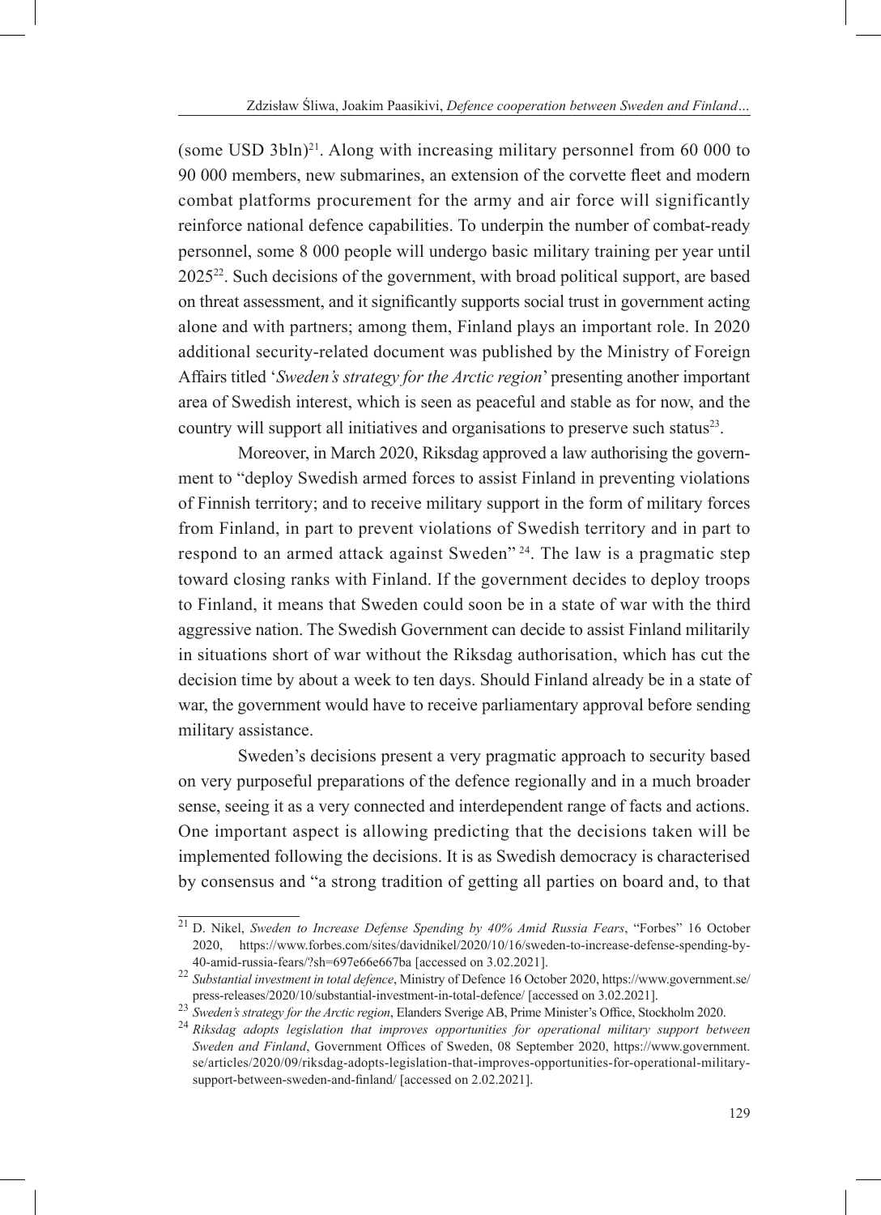(some USD 3bln)[21]. Along with increasing military personnel from 60 000 to 90 000 members, new submarines, an extension of the corvette fleet and modern combat platforms procurement for the army and air force will significantly reinforce national defence capabilities. To underpin the number of combat-ready personnel, some 8 000 people will undergo basic military training per year until 2025[22]. Such decisions of the government, with broad political support, are based on threat assessment, and it significantly supports social trust in government acting alone and with partners; among them, Finland plays an important role. In 2020 additional security-related document was published by the Ministry of Foreign Affairs titled '*Sweden's strategy for the Arctic region*' presenting another important area of Swedish interest, which is seen as peaceful and stable as for now, and the country will support all initiatives and organisations to preserve such status[23].

Moreover, in March 2020, Riksdag approved a law authorising the government to "deploy Swedish armed forces to assist Finland in preventing violations of Finnish territory; and to receive military support in the form of military forces from Finland, in part to prevent violations of Swedish territory and in part to respond to an armed attack against Sweden"[24]. The law is a pragmatic step toward closing ranks with Finland. If the government decides to deploy troops to Finland, it means that Sweden could soon be in a state of war with the third aggressive nation. The Swedish Government can decide to assist Finland militarily in situations short of war without the Riksdag authorisation, which has cut the decision time by about a week to ten days. Should Finland already be in a state of war, the government would have to receive parliamentary approval before sending military assistance.

Sweden's decisions present a very pragmatic approach to security based on very purposeful preparations of the defence regionally and in a much broader sense, seeing it as a very connected and interdependent range of facts and actions. One important aspect is allowing predicting that the decisions taken will be implemented following the decisions. It is as Swedish democracy is characterised by consensus and "a strong tradition of getting all parties on board and, to that

---

[21] D. Nikel, *Sweden to Increase Defense Spending by 40% Amid Russia Fears*, "Forbes" 16 October 2020, https://www.forbes.com/sites/davidnikel/2020/10/16/sweden-to-increase-defense-spending-by-40-amid-russia-fears/?sh=697e66e667ba [accessed on 3.02.2021].

[22] *Substantial investment in total defence*, Ministry of Defence 16 October 2020, https://www.government.se/press-releases/2020/10/substantial-investment-in-total-defence/ [accessed on 3.02.2021].

[23] *Sweden's strategy for the Arctic region*, Elanders Sverige AB, Prime Minister's Office, Stockholm 2020.

[24] *Riksdag adopts legislation that improves opportunities for operational military support between Sweden and Finland*, Government Offices of Sweden, 08 September 2020, https://www.government.se/articles/2020/09/riksdag-adopts-legislation-that-improves-opportunities-for-operational-military-support-between-sweden-and-finland/ [accessed on 2.02.2021].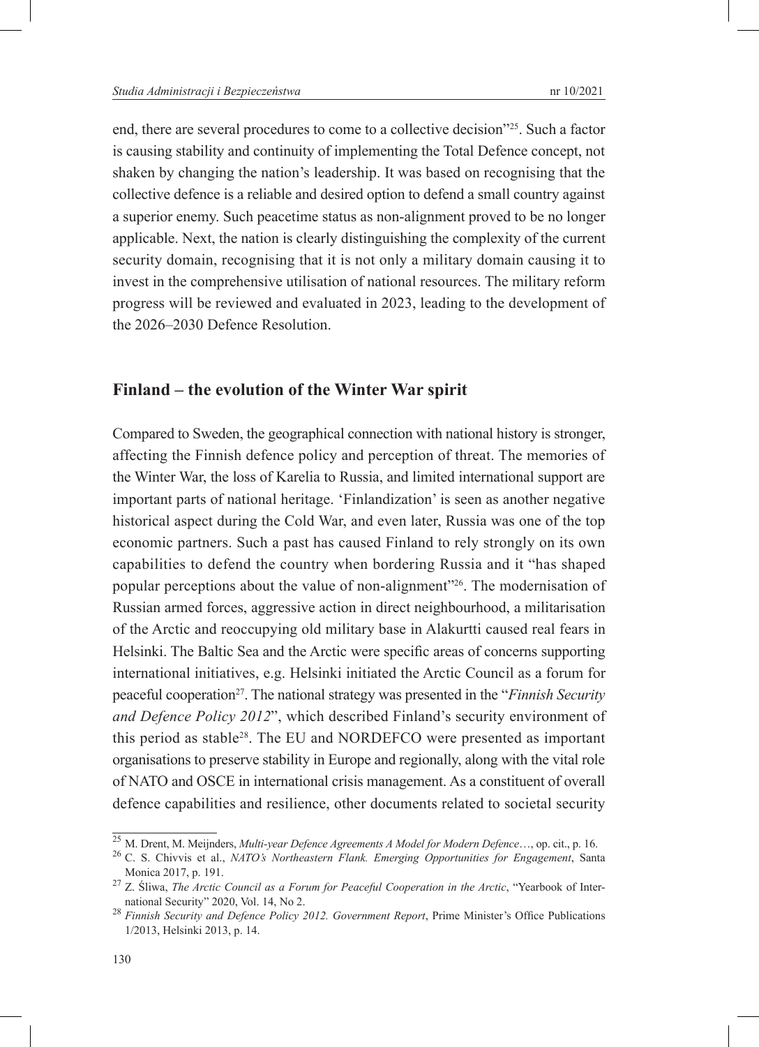end, there are several procedures to come to a collective decision"[25]. Such a factor is causing stability and continuity of implementing the Total Defence concept, not shaken by changing the nation's leadership. It was based on recognising that the collective defence is a reliable and desired option to defend a small country against a superior enemy. Such peacetime status as non-alignment proved to be no longer applicable. Next, the nation is clearly distinguishing the complexity of the current security domain, recognising that it is not only a military domain causing it to invest in the comprehensive utilisation of national resources. The military reform progress will be reviewed and evaluated in 2023, leading to the development of the 2026–2030 Defence Resolution.

## Finland – the evolution of the Winter War spirit

Compared to Sweden, the geographical connection with national history is stronger, affecting the Finnish defence policy and perception of threat. The memories of the Winter War, the loss of Karelia to Russia, and limited international support are important parts of national heritage. 'Finlandization' is seen as another negative historical aspect during the Cold War, and even later, Russia was one of the top economic partners. Such a past has caused Finland to rely strongly on its own capabilities to defend the country when bordering Russia and it "has shaped popular perceptions about the value of non-alignment"[26]. The modernisation of Russian armed forces, aggressive action in direct neighbourhood, a militarisation of the Arctic and reoccupying old military base in Alakurtti caused real fears in Helsinki. The Baltic Sea and the Arctic were specific areas of concerns supporting international initiatives, e.g. Helsinki initiated the Arctic Council as a forum for peaceful cooperation[27]. The national strategy was presented in the "*Finnish Security and Defence Policy 2012*", which described Finland's security environment of this period as stable[28]. The EU and NORDEFCO were presented as important organisations to preserve stability in Europe and regionally, along with the vital role of NATO and OSCE in international crisis management. As a constituent of overall defence capabilities and resilience, other documents related to societal security

---

[25] M. Drent, M. Meijnders, *Multi-year Defence Agreements A Model for Modern Defence*…, op. cit., p. 16.

[26] C. S. Chivvis et al., *NATO's Northeastern Flank. Emerging Opportunities for Engagement*, Santa Monica 2017, p. 191.

[27] Z. Śliwa, *The Arctic Council as a Forum for Peaceful Cooperation in the Arctic*, "Yearbook of International Security" 2020, Vol. 14, No 2.

[28] *Finnish Security and Defence Policy 2012. Government Report*, Prime Minister's Office Publications 1/2013, Helsinki 2013, p. 14.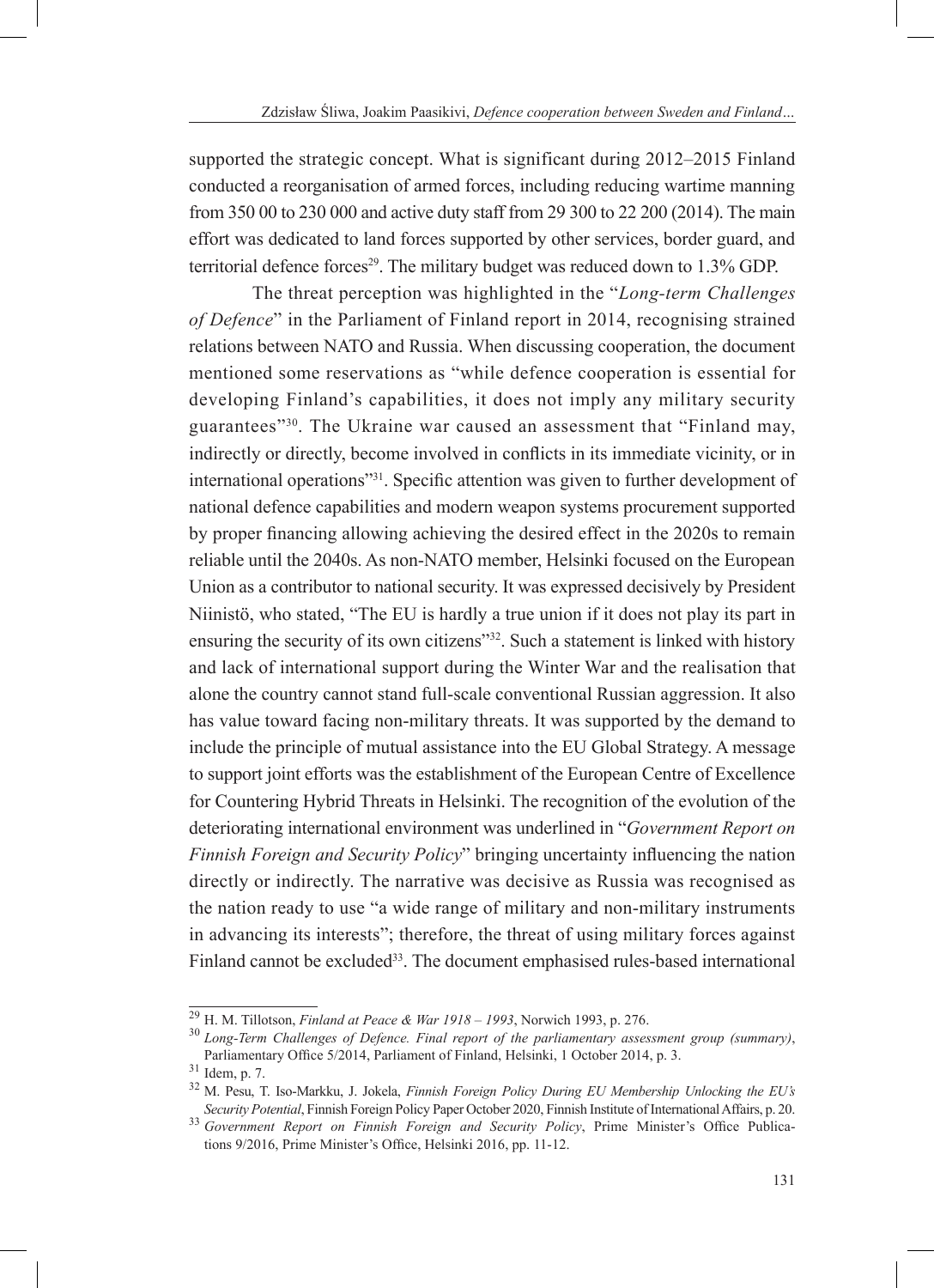supported the strategic concept. What is significant during 2012–2015 Finland conducted a reorganisation of armed forces, including reducing wartime manning from 350 00 to 230 000 and active duty staff from 29 300 to 22 200 (2014). The main effort was dedicated to land forces supported by other services, border guard, and territorial defence forces[29]. The military budget was reduced down to 1.3% GDP.

The threat perception was highlighted in the "*Long-term Challenges of Defence*" in the Parliament of Finland report in 2014, recognising strained relations between NATO and Russia. When discussing cooperation, the document mentioned some reservations as "while defence cooperation is essential for developing Finland's capabilities, it does not imply any military security guarantees"[30]. The Ukraine war caused an assessment that "Finland may, indirectly or directly, become involved in conflicts in its immediate vicinity, or in international operations"[31]. Specific attention was given to further development of national defence capabilities and modern weapon systems procurement supported by proper financing allowing achieving the desired effect in the 2020s to remain reliable until the 2040s. As non-NATO member, Helsinki focused on the European Union as a contributor to national security. It was expressed decisively by President Niinistö, who stated, "The EU is hardly a true union if it does not play its part in ensuring the security of its own citizens"[32]. Such a statement is linked with history and lack of international support during the Winter War and the realisation that alone the country cannot stand full-scale conventional Russian aggression. It also has value toward facing non-military threats. It was supported by the demand to include the principle of mutual assistance into the EU Global Strategy. A message to support joint efforts was the establishment of the European Centre of Excellence for Countering Hybrid Threats in Helsinki. The recognition of the evolution of the deteriorating international environment was underlined in "*Government Report on Finnish Foreign and Security Policy*" bringing uncertainty influencing the nation directly or indirectly. The narrative was decisive as Russia was recognised as the nation ready to use "a wide range of military and non-military instruments in advancing its interests"; therefore, the threat of using military forces against Finland cannot be excluded[33]. The document emphasised rules-based international

---

[29] H. M. Tillotson, *Finland at Peace & War 1918 – 1993*, Norwich 1993, p. 276.

[30] *Long-Term Challenges of Defence. Final report of the parliamentary assessment group (summary)*, Parliamentary Office 5/2014, Parliament of Finland, Helsinki, 1 October 2014, p. 3.

[31] Idem, p. 7.

[32] M. Pesu, T. Iso-Markku, J. Jokela, *Finnish Foreign Policy During EU Membership Unlocking the EU's Security Potential*, Finnish Foreign Policy Paper October 2020, Finnish Institute of International Affairs, p. 20.

[33] *Government Report on Finnish Foreign and Security Policy*, Prime Minister's Office Publications 9/2016, Prime Minister's Office, Helsinki 2016, pp. 11-12.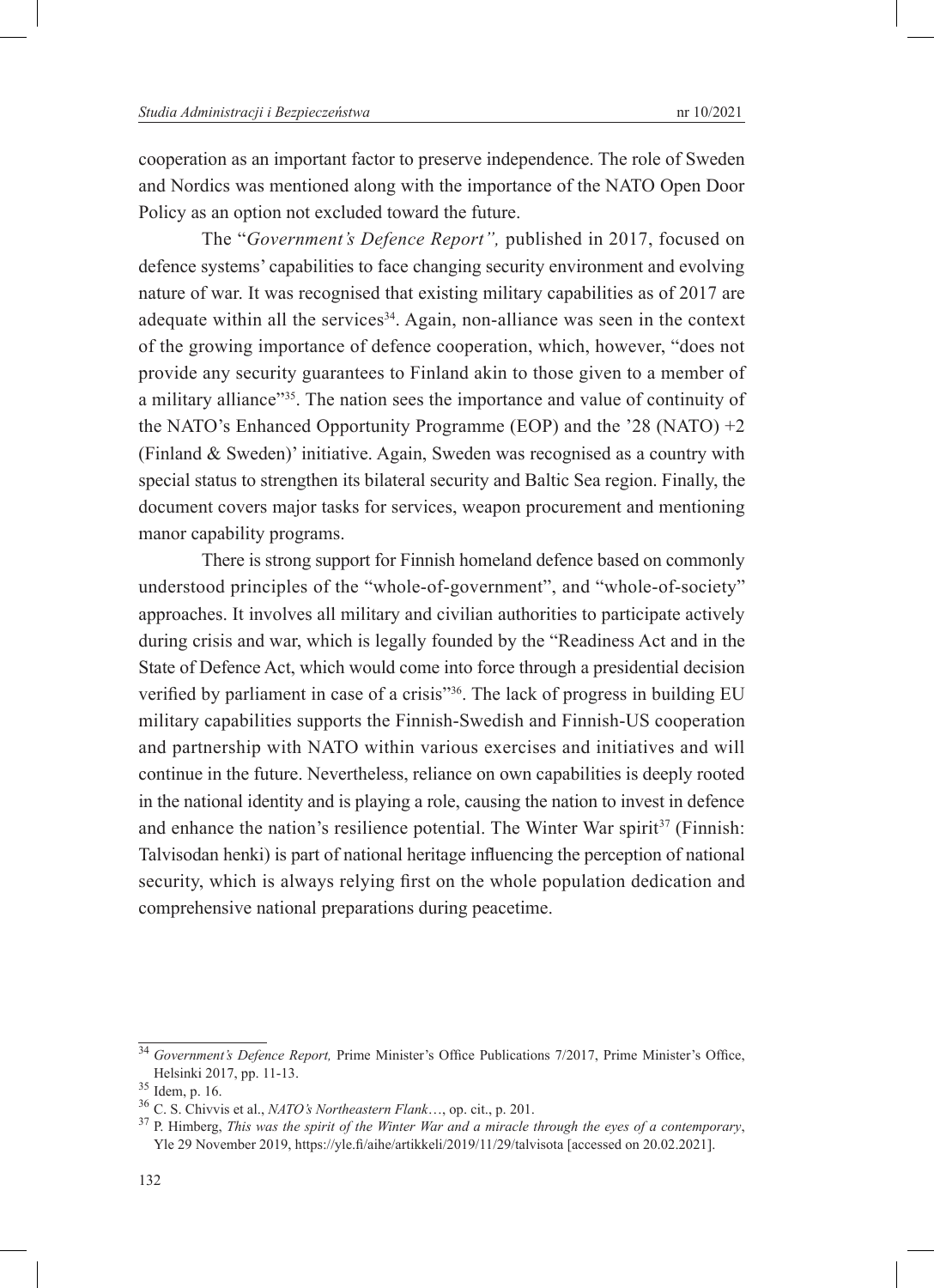cooperation as an important factor to preserve independence. The role of Sweden and Nordics was mentioned along with the importance of the NATO Open Door Policy as an option not excluded toward the future.

The "*Government's Defence Report",* published in 2017, focused on defence systems' capabilities to face changing security environment and evolving nature of war. It was recognised that existing military capabilities as of 2017 are adequate within all the services[34]. Again, non-alliance was seen in the context of the growing importance of defence cooperation, which, however, "does not provide any security guarantees to Finland akin to those given to a member of a military alliance"[35]. The nation sees the importance and value of continuity of the NATO's Enhanced Opportunity Programme (EOP) and the '28 (NATO) +2 (Finland & Sweden)' initiative. Again, Sweden was recognised as a country with special status to strengthen its bilateral security and Baltic Sea region. Finally, the document covers major tasks for services, weapon procurement and mentioning manor capability programs.

There is strong support for Finnish homeland defence based on commonly understood principles of the "whole-of-government", and "whole-of-society" approaches. It involves all military and civilian authorities to participate actively during crisis and war, which is legally founded by the "Readiness Act and in the State of Defence Act, which would come into force through a presidential decision verified by parliament in case of a crisis"[36]. The lack of progress in building EU military capabilities supports the Finnish-Swedish and Finnish-US cooperation and partnership with NATO within various exercises and initiatives and will continue in the future. Nevertheless, reliance on own capabilities is deeply rooted in the national identity and is playing a role, causing the nation to invest in defence and enhance the nation's resilience potential. The Winter War spirit[37] (Finnish: Talvisodan henki) is part of national heritage influencing the perception of national security, which is always relying first on the whole population dedication and comprehensive national preparations during peacetime.

---

[34] *Government's Defence Report,* Prime Minister's Office Publications 7/2017, Prime Minister's Office, Helsinki 2017, pp. 11-13.

[35] Idem, p. 16.

[36] C. S. Chivvis et al., *NATO's Northeastern Flank*…, op. cit., p. 201.

[37] P. Himberg, *This was the spirit of the Winter War and a miracle through the eyes of a contemporary*, Yle 29 November 2019, https://yle.fi/aihe/artikkeli/2019/11/29/talvisota [accessed on 20.02.2021].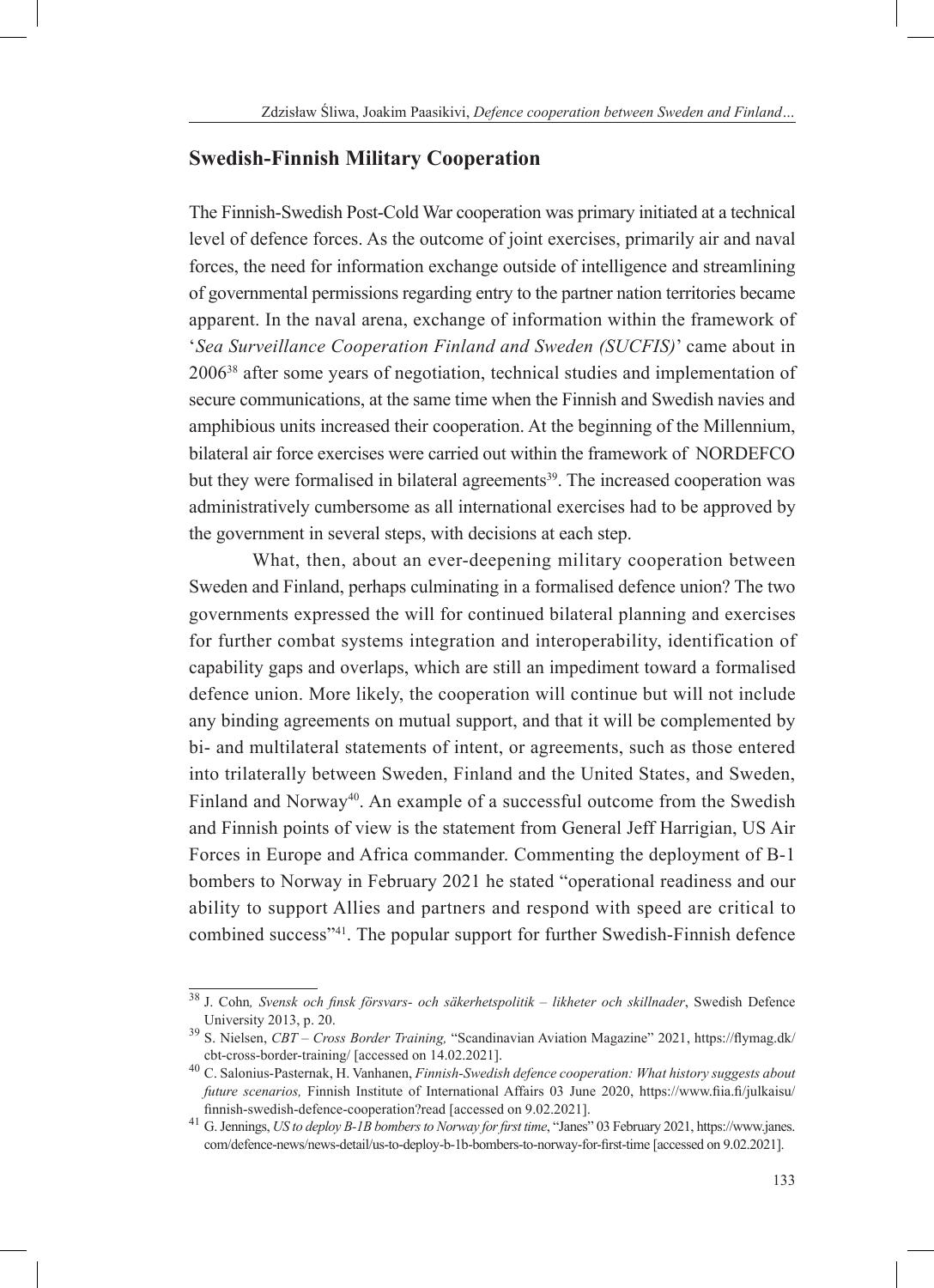## Swedish-Finnish Military Cooperation

The Finnish-Swedish Post-Cold War cooperation was primary initiated at a technical level of defence forces. As the outcome of joint exercises, primarily air and naval forces, the need for information exchange outside of intelligence and streamlining of governmental permissions regarding entry to the partner nation territories became apparent. In the naval arena, exchange of information within the framework of '*Sea Surveillance Cooperation Finland and Sweden (SUCFIS)*' came about in 2006[38] after some years of negotiation, technical studies and implementation of secure communications, at the same time when the Finnish and Swedish navies and amphibious units increased their cooperation. At the beginning of the Millennium, bilateral air force exercises were carried out within the framework of NORDEFCO but they were formalised in bilateral agreements[39]. The increased cooperation was administratively cumbersome as all international exercises had to be approved by the government in several steps, with decisions at each step.

What, then, about an ever-deepening military cooperation between Sweden and Finland, perhaps culminating in a formalised defence union? The two governments expressed the will for continued bilateral planning and exercises for further combat systems integration and interoperability, identification of capability gaps and overlaps, which are still an impediment toward a formalised defence union. More likely, the cooperation will continue but will not include any binding agreements on mutual support, and that it will be complemented by bi- and multilateral statements of intent, or agreements, such as those entered into trilaterally between Sweden, Finland and the United States, and Sweden, Finland and Norway[40]. An example of a successful outcome from the Swedish and Finnish points of view is the statement from General Jeff Harrigian, US Air Forces in Europe and Africa commander. Commenting the deployment of B-1 bombers to Norway in February 2021 he stated "operational readiness and our ability to support Allies and partners and respond with speed are critical to combined success"[41]. The popular support for further Swedish-Finnish defence

---

[38] J. Cohn*, Svensk och finsk försvars- och säkerhetspolitik – likheter och skillnader*, Swedish Defence University 2013, p. 20.

[39] S. Nielsen, *CBT – Cross Border Training,* "Scandinavian Aviation Magazine" 2021, https://flymag.dk/cbt-cross-border-training/ [accessed on 14.02.2021].

[40] C. Salonius-Pasternak, H. Vanhanen, *Finnish-Swedish defence cooperation: What history suggests about future scenarios,* Finnish Institute of International Affairs 03 June 2020, https://www.fiia.fi/julkaisu/finnish-swedish-defence-cooperation?read [accessed on 9.02.2021].

[41] G. Jennings, *US to deploy B-1B bombers to Norway for first time*, "Janes" 03 February 2021, https://www.janes.com/defence-news/news-detail/us-to-deploy-b-1b-bombers-to-norway-for-first-time [accessed on 9.02.2021].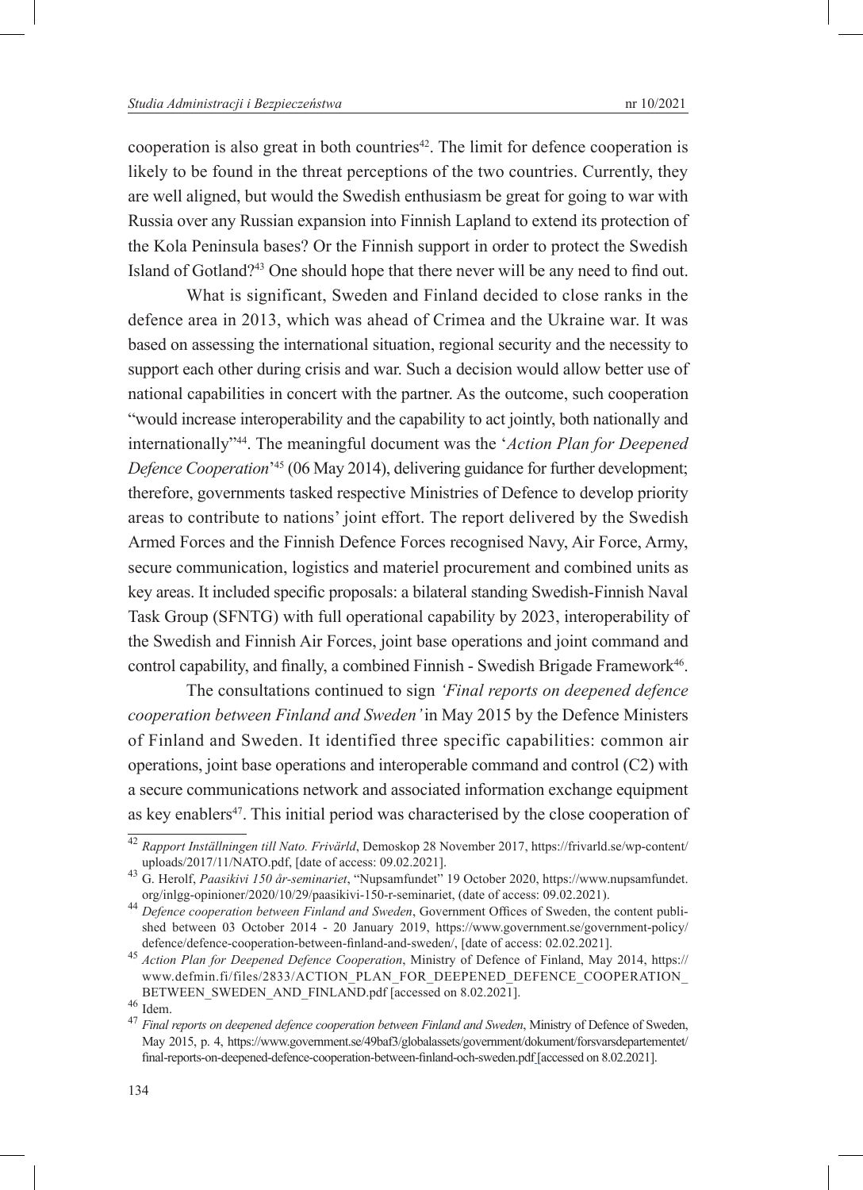cooperation is also great in both countries[42]. The limit for defence cooperation is likely to be found in the threat perceptions of the two countries. Currently, they are well aligned, but would the Swedish enthusiasm be great for going to war with Russia over any Russian expansion into Finnish Lapland to extend its protection of the Kola Peninsula bases? Or the Finnish support in order to protect the Swedish Island of Gotland?[43] One should hope that there never will be any need to find out.

What is significant, Sweden and Finland decided to close ranks in the defence area in 2013, which was ahead of Crimea and the Ukraine war. It was based on assessing the international situation, regional security and the necessity to support each other during crisis and war. Such a decision would allow better use of national capabilities in concert with the partner. As the outcome, such cooperation "would increase interoperability and the capability to act jointly, both nationally and internationally"[44]. The meaningful document was the '*Action Plan for Deepened Defence Cooperation*'[45] (06 May 2014), delivering guidance for further development; therefore, governments tasked respective Ministries of Defence to develop priority areas to contribute to nations' joint effort. The report delivered by the Swedish Armed Forces and the Finnish Defence Forces recognised Navy, Air Force, Army, secure communication, logistics and materiel procurement and combined units as key areas. It included specific proposals: a bilateral standing Swedish-Finnish Naval Task Group (SFNTG) with full operational capability by 2023, interoperability of the Swedish and Finnish Air Forces, joint base operations and joint command and control capability, and finally, a combined Finnish - Swedish Brigade Framework[46].

The consultations continued to sign *'Final reports on deepened defence cooperation between Finland and Sweden'* in May 2015 by the Defence Ministers of Finland and Sweden. It identified three specific capabilities: common air operations, joint base operations and interoperable command and control (C2) with a secure communications network and associated information exchange equipment as key enablers[47]. This initial period was characterised by the close cooperation of

---

[42] *Rapport Inställningen till Nato. Frivärld*, Demoskop 28 November 2017, https://frivarld.se/wp-content/uploads/2017/11/NATO.pdf, [date of access: 09.02.2021].

[43] G. Herolf, *Paasikivi 150 år-seminariet*, "Nupsamfundet" 19 October 2020, https://www.nupsamfundet.org/inlgg-opinioner/2020/10/29/paasikivi-150-r-seminariet, (date of access: 09.02.2021).

[44] *Defence cooperation between Finland and Sweden*, Government Offices of Sweden, the content published between 03 October 2014 - 20 January 2019, https://www.government.se/government-policy/defence/defence-cooperation-between-finland-and-sweden/, [date of access: 02.02.2021].

[45] *Action Plan for Deepened Defence Cooperation*, Ministry of Defence of Finland, May 2014, https://www.defmin.fi/files/2833/ACTION_PLAN_FOR_DEEPENED_DEFENCE_COOPERATION_BETWEEN_SWEDEN_AND_FINLAND.pdf [accessed on 8.02.2021].

[46] Idem.

[47] *Final reports on deepened defence cooperation between Finland and Sweden*, Ministry of Defence of Sweden, May 2015, p. 4, https://www.government.se/49baf3/globalassets/government/dokument/forsvarsdepartementet/final-reports-on-deepened-defence-cooperation-between-finland-och-sweden.pdf [accessed on 8.02.2021].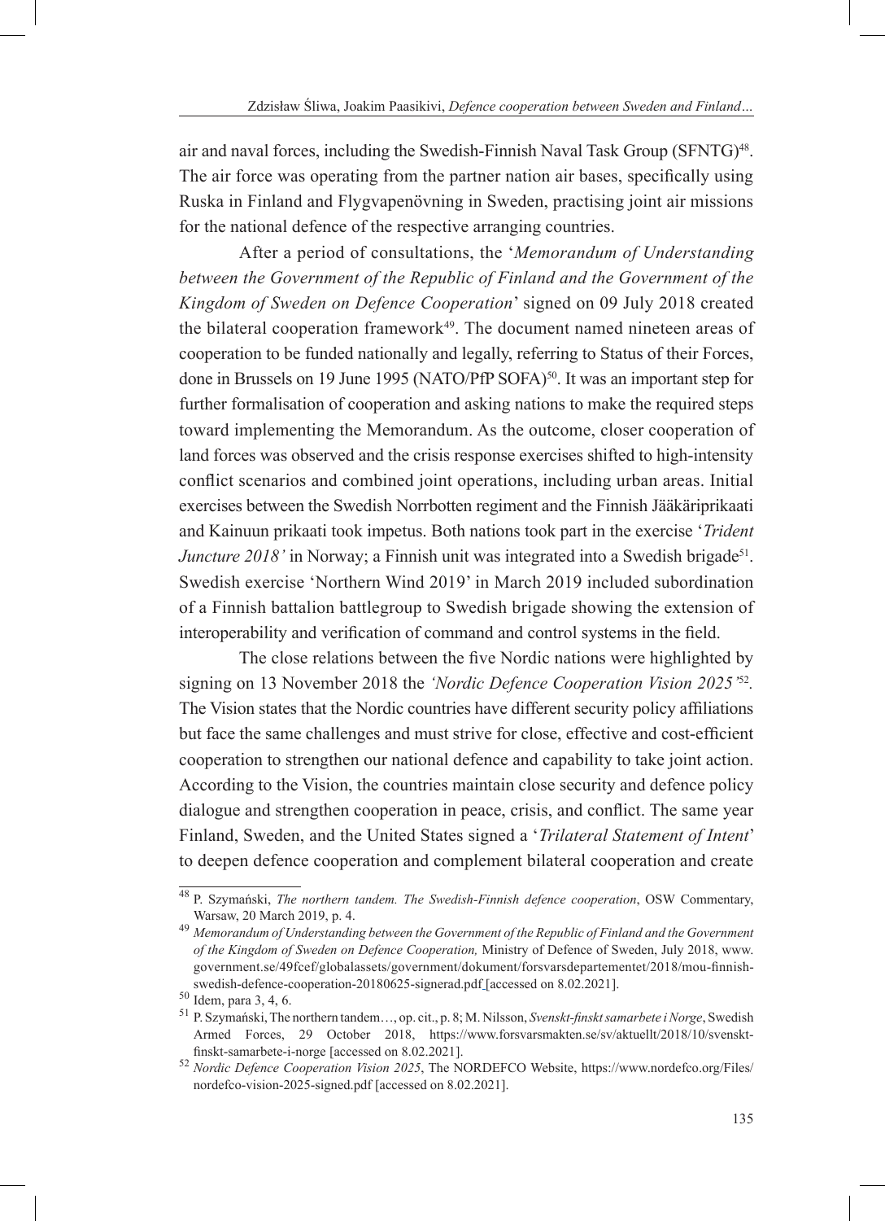air and naval forces, including the Swedish-Finnish Naval Task Group (SFNTG)[48]. The air force was operating from the partner nation air bases, specifically using Ruska in Finland and Flygvapenövning in Sweden, practising joint air missions for the national defence of the respective arranging countries.

After a period of consultations, the '*Memorandum of Understanding between the Government of the Republic of Finland and the Government of the Kingdom of Sweden on Defence Cooperation*' signed on 09 July 2018 created the bilateral cooperation framework[49]. The document named nineteen areas of cooperation to be funded nationally and legally, referring to Status of their Forces, done in Brussels on 19 June 1995 (NATO/PfP SOFA)[50]. It was an important step for further formalisation of cooperation and asking nations to make the required steps toward implementing the Memorandum. As the outcome, closer cooperation of land forces was observed and the crisis response exercises shifted to high-intensity conflict scenarios and combined joint operations, including urban areas. Initial exercises between the Swedish Norrbotten regiment and the Finnish Jääkäriprikaati and Kainuun prikaati took impetus. Both nations took part in the exercise '*Trident Juncture 2018'* in Norway; a Finnish unit was integrated into a Swedish brigade[51]. Swedish exercise 'Northern Wind 2019' in March 2019 included subordination of a Finnish battalion battlegroup to Swedish brigade showing the extension of interoperability and verification of command and control systems in the field.

The close relations between the five Nordic nations were highlighted by signing on 13 November 2018 the *'Nordic Defence Cooperation Vision 2025'*[52]. The Vision states that the Nordic countries have different security policy affiliations but face the same challenges and must strive for close, effective and cost-efficient cooperation to strengthen our national defence and capability to take joint action. According to the Vision, the countries maintain close security and defence policy dialogue and strengthen cooperation in peace, crisis, and conflict. The same year Finland, Sweden, and the United States signed a '*Trilateral Statement of Intent*' to deepen defence cooperation and complement bilateral cooperation and create

---

[48] P. Szymański, *The northern tandem. The Swedish-Finnish defence cooperation*, OSW Commentary, Warsaw, 20 March 2019, p. 4.

[49] *Memorandum of Understanding between the Government of the Republic of Finland and the Government of the Kingdom of Sweden on Defence Cooperation,* Ministry of Defence of Sweden, July 2018, www.government.se/49fcef/globalassets/government/dokument/forsvarsdepartementet/2018/mou-finnish-swedish-defence-cooperation-20180625-signerad.pdf [accessed on 8.02.2021].

[50] Idem, para 3, 4, 6.

[51] P. Szymański, The northern tandem…, op. cit., p. 8; M. Nilsson, *Svenskt-finskt samarbete i Norge*, Swedish Armed Forces, 29 October 2018, https://www.forsvarsmakten.se/sv/aktuellt/2018/10/svenskt-finskt-samarbete-i-norge [accessed on 8.02.2021].

[52] *Nordic Defence Cooperation Vision 2025*, The NORDEFCO Website, https://www.nordefco.org/Files/nordefco-vision-2025-signed.pdf [accessed on 8.02.2021].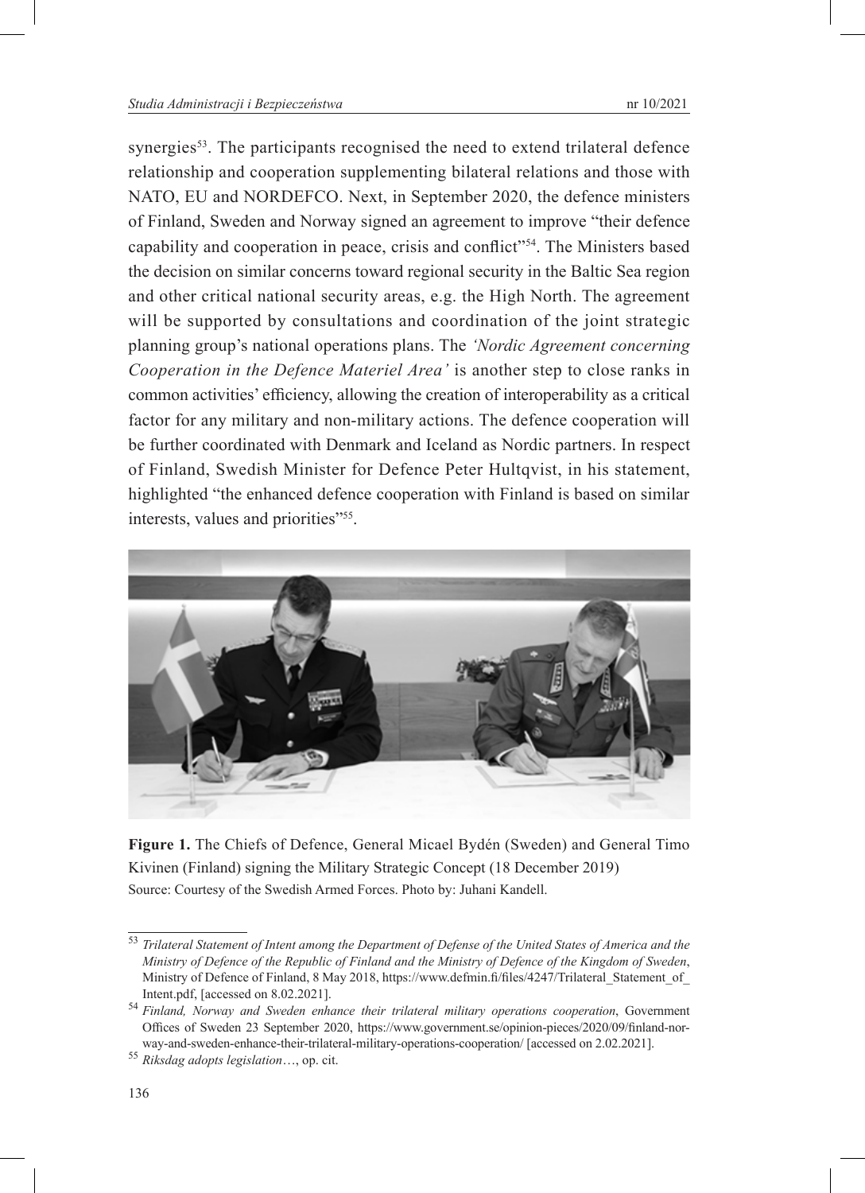synergies[53]. The participants recognised the need to extend trilateral defence relationship and cooperation supplementing bilateral relations and those with NATO, EU and NORDEFCO. Next, in September 2020, the defence ministers of Finland, Sweden and Norway signed an agreement to improve "their defence capability and cooperation in peace, crisis and conflict"[54]. The Ministers based the decision on similar concerns toward regional security in the Baltic Sea region and other critical national security areas, e.g. the High North. The agreement will be supported by consultations and coordination of the joint strategic planning group's national operations plans. The *'Nordic Agreement concerning Cooperation in the Defence Materiel Area'* is another step to close ranks in common activities' efficiency, allowing the creation of interoperability as a critical factor for any military and non-military actions. The defence cooperation will be further coordinated with Denmark and Iceland as Nordic partners. In respect of Finland, Swedish Minister for Defence Peter Hultqvist, in his statement, highlighted "the enhanced defence cooperation with Finland is based on similar interests, values and priorities"[55].

**Figure 1.** The Chiefs of Defence, General Micael Bydén (Sweden) and General Timo Kivinen (Finland) signing the Military Strategic Concept (18 December 2019)
Source: Courtesy of the Swedish Armed Forces. Photo by: Juhani Kandell.

---

[53] *Trilateral Statement of Intent among the Department of Defense of the United States of America and the Ministry of Defence of the Republic of Finland and the Ministry of Defence of the Kingdom of Sweden*, Ministry of Defence of Finland, 8 May 2018, https://www.defmin.fi/files/4247/Trilateral_Statement_of_Intent.pdf, [accessed on 8.02.2021].

[54] *Finland, Norway and Sweden enhance their trilateral military operations cooperation*, Government Offices of Sweden 23 September 2020, https://www.government.se/opinion-pieces/2020/09/finland-norway-and-sweden-enhance-their-trilateral-military-operations-cooperation/ [accessed on 2.02.2021].

[55] *Riksdag adopts legislation*…, op. cit.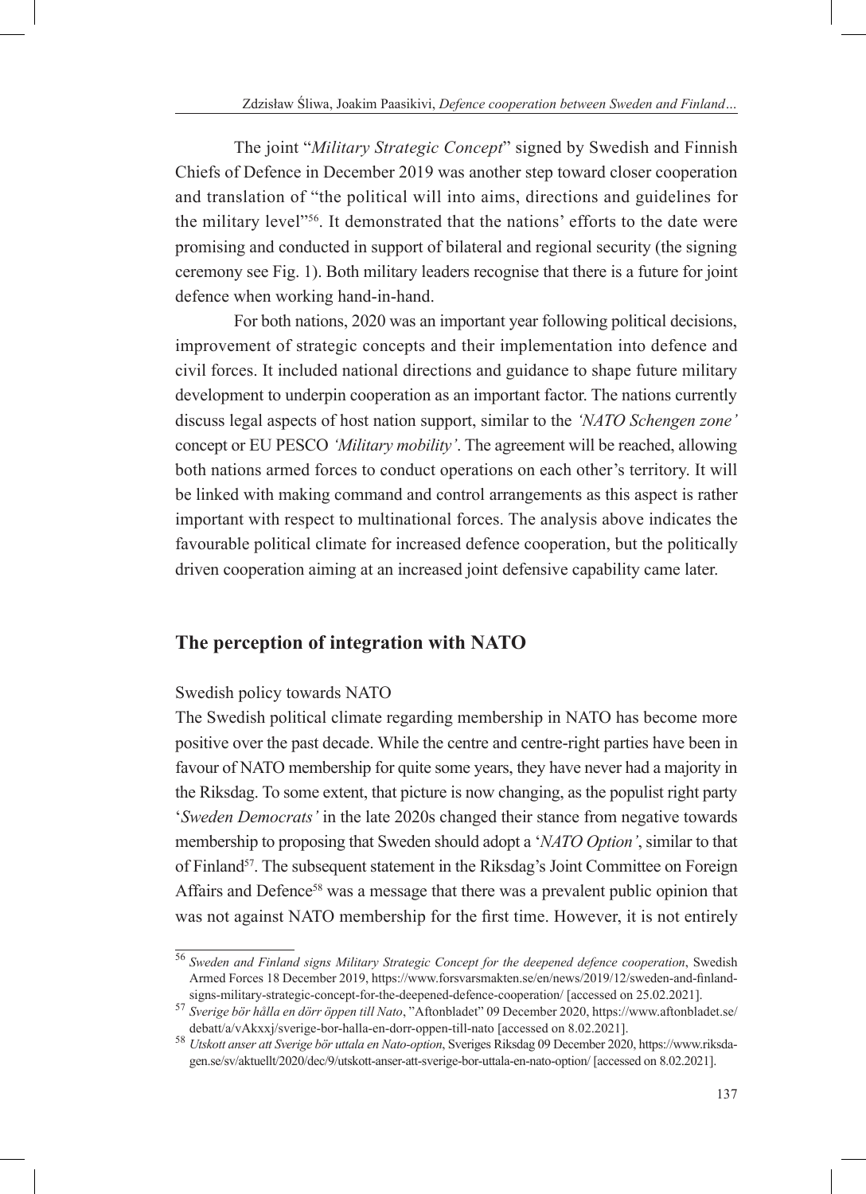The joint "*Military Strategic Concept*" signed by Swedish and Finnish Chiefs of Defence in December 2019 was another step toward closer cooperation and translation of "the political will into aims, directions and guidelines for the military level"[56]. It demonstrated that the nations' efforts to the date were promising and conducted in support of bilateral and regional security (the signing ceremony see Fig. 1). Both military leaders recognise that there is a future for joint defence when working hand-in-hand.

For both nations, 2020 was an important year following political decisions, improvement of strategic concepts and their implementation into defence and civil forces. It included national directions and guidance to shape future military development to underpin cooperation as an important factor. The nations currently discuss legal aspects of host nation support, similar to the *'NATO Schengen zone'* concept or EU PESCO *'Military mobility'*. The agreement will be reached, allowing both nations armed forces to conduct operations on each other's territory. It will be linked with making command and control arrangements as this aspect is rather important with respect to multinational forces. The analysis above indicates the favourable political climate for increased defence cooperation, but the politically driven cooperation aiming at an increased joint defensive capability came later.

## The perception of integration with NATO

### Swedish policy towards NATO

The Swedish political climate regarding membership in NATO has become more positive over the past decade. While the centre and centre-right parties have been in favour of NATO membership for quite some years, they have never had a majority in the Riksdag. To some extent, that picture is now changing, as the populist right party '*Sweden Democrats'* in the late 2020s changed their stance from negative towards membership to proposing that Sweden should adopt a '*NATO Option'*, similar to that of Finland[57]. The subsequent statement in the Riksdag's Joint Committee on Foreign Affairs and Defence[58] was a message that there was a prevalent public opinion that was not against NATO membership for the first time. However, it is not entirely

[56] *Sweden and Finland signs Military Strategic Concept for the deepened defence cooperation*, Swedish Armed Forces 18 December 2019, https://www.forsvarsmakten.se/en/news/2019/12/sweden-and-finland-signs-military-strategic-concept-for-the-deepened-defence-cooperation/ [accessed on 25.02.2021].

[57] *Sverige bör hålla en dörr öppen till Nato*, "Aftonbladet" 09 December 2020, https://www.aftonbladet.se/debatt/a/vAkxxj/sverige-bor-halla-en-dorr-oppen-till-nato [accessed on 8.02.2021].

[58] *Utskott anser att Sverige bör uttala en Nato-option*, Sveriges Riksdag 09 December 2020, https://www.riksdagen.se/sv/aktuellt/2020/dec/9/utskott-anser-att-sverige-bor-uttala-en-nato-option/ [accessed on 8.02.2021].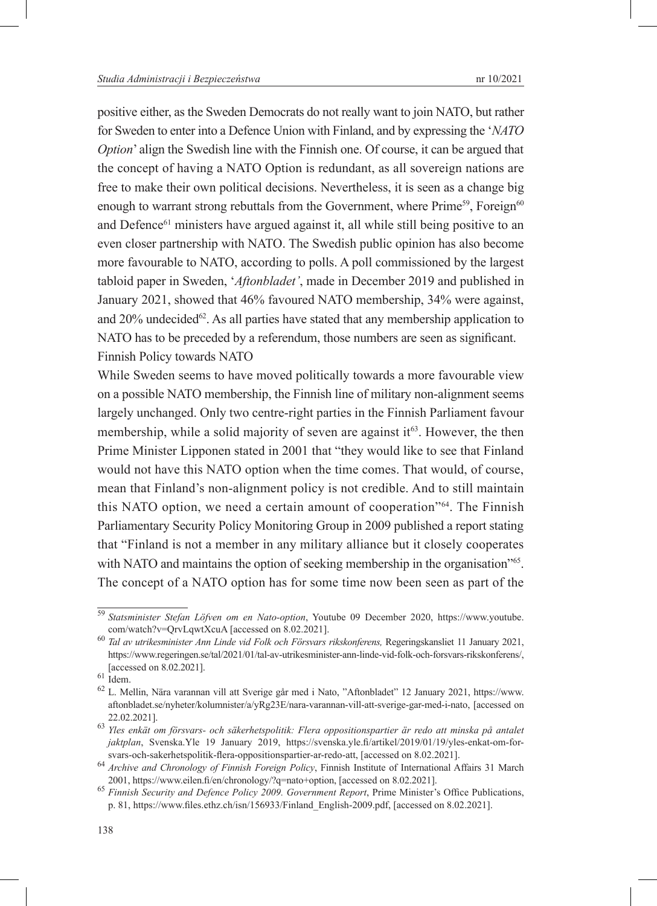positive either, as the Sweden Democrats do not really want to join NATO, but rather for Sweden to enter into a Defence Union with Finland, and by expressing the '*NATO Option*' align the Swedish line with the Finnish one. Of course, it can be argued that the concept of having a NATO Option is redundant, as all sovereign nations are free to make their own political decisions. Nevertheless, it is seen as a change big enough to warrant strong rebuttals from the Government, where Prime[59], Foreign[60] and Defence[61] ministers have argued against it, all while still being positive to an even closer partnership with NATO. The Swedish public opinion has also become more favourable to NATO, according to polls. A poll commissioned by the largest tabloid paper in Sweden, '*Aftonbladet'*, made in December 2019 and published in January 2021, showed that 46% favoured NATO membership, 34% were against, and 20% undecided[62]. As all parties have stated that any membership application to NATO has to be preceded by a referendum, those numbers are seen as significant.

## Finnish Policy towards NATO

While Sweden seems to have moved politically towards a more favourable view on a possible NATO membership, the Finnish line of military non-alignment seems largely unchanged. Only two centre-right parties in the Finnish Parliament favour membership, while a solid majority of seven are against it[63]. However, the then Prime Minister Lipponen stated in 2001 that "they would like to see that Finland would not have this NATO option when the time comes. That would, of course, mean that Finland's non-alignment policy is not credible. And to still maintain this NATO option, we need a certain amount of cooperation"[64]. The Finnish Parliamentary Security Policy Monitoring Group in 2009 published a report stating that "Finland is not a member in any military alliance but it closely cooperates with NATO and maintains the option of seeking membership in the organisation"[65]. The concept of a NATO option has for some time now been seen as part of the

---

[59] *Statsminister Stefan Löfven om en Nato-option*, Youtube 09 December 2020, https://www.youtube.com/watch?v=QrvLqwtXcuA [accessed on 8.02.2021].

[60] *Tal av utrikesminister Ann Linde vid Folk och Försvars rikskonferens,* Regeringskansliet 11 January 2021, https://www.regeringen.se/tal/2021/01/tal-av-utrikesminister-ann-linde-vid-folk-och-forsvars-rikskonferens/, [accessed on 8.02.2021].

[61] Idem.

[62] L. Mellin, Nära varannan vill att Sverige går med i Nato, "Aftonbladet" 12 January 2021, https://www.aftonbladet.se/nyheter/kolumnister/a/yRg23E/nara-varannan-vill-att-sverige-gar-med-i-nato, [accessed on 22.02.2021].

[63] *Yles enkät om försvars- och säkerhetspolitik: Flera oppositionspartier är redo att minska på antalet jaktplan*, Svenska.Yle 19 January 2019, https://svenska.yle.fi/artikel/2019/01/19/yles-enkat-om-forsvars-och-sakerhetspolitik-flera-oppositionspartier-ar-redo-att, [accessed on 8.02.2021].

[64] *Archive and Chronology of Finnish Foreign Policy*, Finnish Institute of International Affairs 31 March 2001, https://www.eilen.fi/en/chronology/?q=nato+option, [accessed on 8.02.2021].

[65] *Finnish Security and Defence Policy 2009. Government Report*, Prime Minister's Office Publications, p. 81, https://www.files.ethz.ch/isn/156933/Finland_English-2009.pdf, [accessed on 8.02.2021].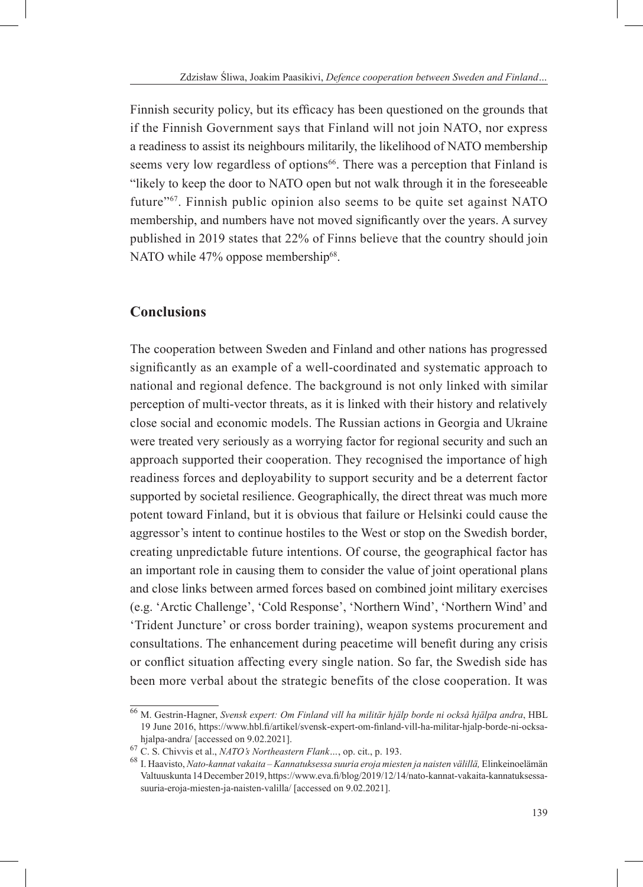Finnish security policy, but its efficacy has been questioned on the grounds that if the Finnish Government says that Finland will not join NATO, nor express a readiness to assist its neighbours militarily, the likelihood of NATO membership seems very low regardless of options[66]. There was a perception that Finland is "likely to keep the door to NATO open but not walk through it in the foreseeable future"[67]. Finnish public opinion also seems to be quite set against NATO membership, and numbers have not moved significantly over the years. A survey published in 2019 states that 22% of Finns believe that the country should join NATO while 47% oppose membership[68].

## Conclusions

The cooperation between Sweden and Finland and other nations has progressed significantly as an example of a well-coordinated and systematic approach to national and regional defence. The background is not only linked with similar perception of multi-vector threats, as it is linked with their history and relatively close social and economic models. The Russian actions in Georgia and Ukraine were treated very seriously as a worrying factor for regional security and such an approach supported their cooperation. They recognised the importance of high readiness forces and deployability to support security and be a deterrent factor supported by societal resilience. Geographically, the direct threat was much more potent toward Finland, but it is obvious that failure or Helsinki could cause the aggressor's intent to continue hostiles to the West or stop on the Swedish border, creating unpredictable future intentions. Of course, the geographical factor has an important role in causing them to consider the value of joint operational plans and close links between armed forces based on combined joint military exercises (e.g. 'Arctic Challenge', 'Cold Response', 'Northern Wind', 'Northern Wind' and 'Trident Juncture' or cross border training), weapon systems procurement and consultations. The enhancement during peacetime will benefit during any crisis or conflict situation affecting every single nation. So far, the Swedish side has been more verbal about the strategic benefits of the close cooperation. It was

---

[66] M. Gestrin-Hagner, *Svensk expert: Om Finland vill ha militär hjälp borde ni också hjälpa andra*, HBL 19 June 2016, https://www.hbl.fi/artikel/svensk-expert-om-finland-vill-ha-militar-hjalp-borde-ni-ocksa-hjalpa-andra/ [accessed on 9.02.2021].

[67] C. S. Chivvis et al., *NATO's Northeastern Flank*..., op. cit., p. 193.

[68] I. Haavisto, *Nato-kannat vakaita – Kannatuksessa suuria eroja miesten ja naisten välillä,* Elinkeinoelämän Valtuuskunta 14 December 2019, https://www.eva.fi/blog/2019/12/14/nato-kannat-vakaita-kannatuksessa-suuria-eroja-miesten-ja-naisten-valilla/ [accessed on 9.02.2021].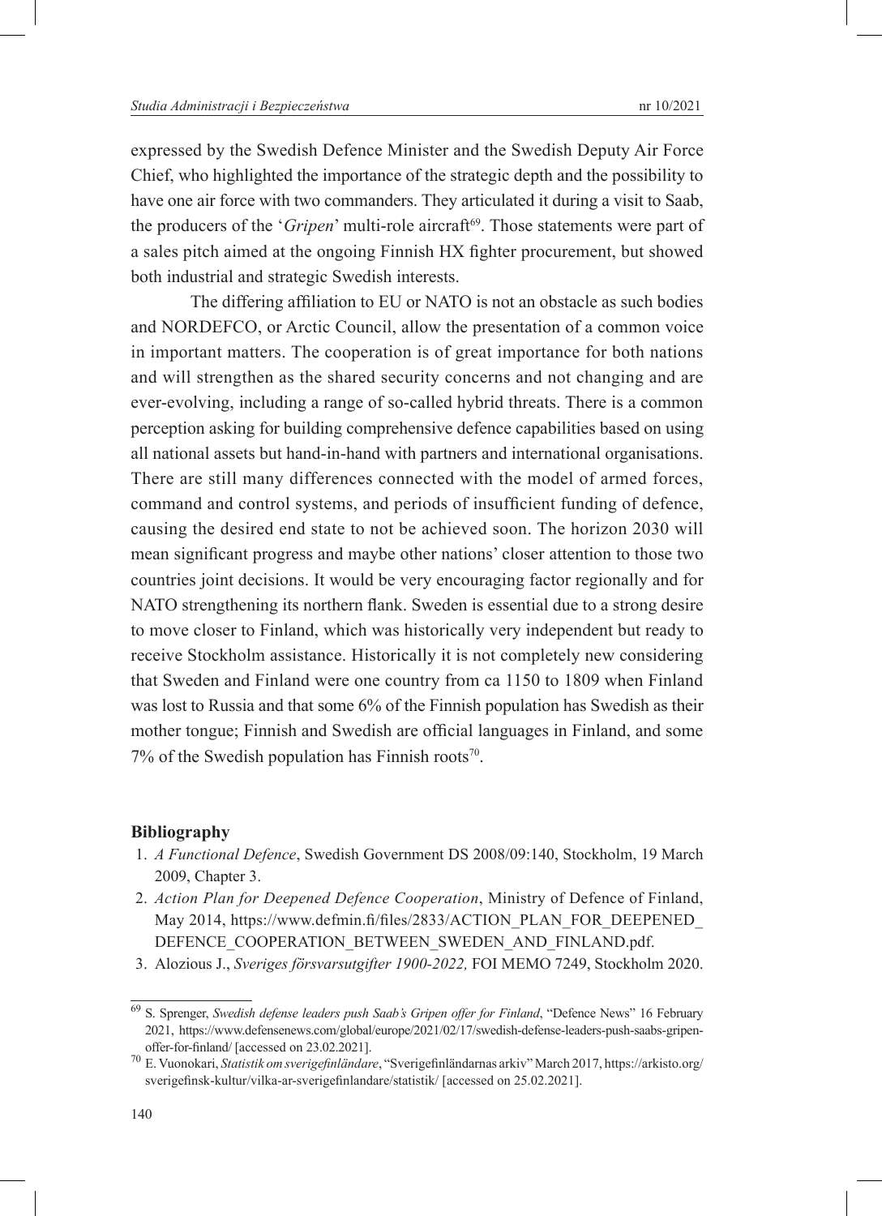expressed by the Swedish Defence Minister and the Swedish Deputy Air Force Chief, who highlighted the importance of the strategic depth and the possibility to have one air force with two commanders. They articulated it during a visit to Saab, the producers of the '*Gripen*' multi-role aircraft[69]. Those statements were part of a sales pitch aimed at the ongoing Finnish HX fighter procurement, but showed both industrial and strategic Swedish interests.

The differing affiliation to EU or NATO is not an obstacle as such bodies and NORDEFCO, or Arctic Council, allow the presentation of a common voice in important matters. The cooperation is of great importance for both nations and will strengthen as the shared security concerns and not changing and are ever-evolving, including a range of so-called hybrid threats. There is a common perception asking for building comprehensive defence capabilities based on using all national assets but hand-in-hand with partners and international organisations. There are still many differences connected with the model of armed forces, command and control systems, and periods of insufficient funding of defence, causing the desired end state to not be achieved soon. The horizon 2030 will mean significant progress and maybe other nations' closer attention to those two countries joint decisions. It would be very encouraging factor regionally and for NATO strengthening its northern flank. Sweden is essential due to a strong desire to move closer to Finland, which was historically very independent but ready to receive Stockholm assistance. Historically it is not completely new considering that Sweden and Finland were one country from ca 1150 to 1809 when Finland was lost to Russia and that some 6% of the Finnish population has Swedish as their mother tongue; Finnish and Swedish are official languages in Finland, and some 7% of the Swedish population has Finnish roots[70].

## Bibliography

1. *A Functional Defence*, Swedish Government DS 2008/09:140, Stockholm, 19 March 2009, Chapter 3.
2. *Action Plan for Deepened Defence Cooperation*, Ministry of Defence of Finland, May 2014, https://www.defmin.fi/files/2833/ACTION_PLAN_FOR_DEEPENED_DEFENCE_COOPERATION_BETWEEN_SWEDEN_AND_FINLAND.pdf.
3. Alozious J., *Sveriges försvarsutgifter 1900-2022,* FOI MEMO 7249, Stockholm 2020.

---

[69] S. Sprenger, *Swedish defense leaders push Saab's Gripen offer for Finland*, "Defence News" 16 February 2021, https://www.defensenews.com/global/europe/2021/02/17/swedish-defense-leaders-push-saabs-gripen-offer-for-finland/ [accessed on 23.02.2021].

[70] E. Vuonokari, *Statistik om sverigefinländare*, "Sverigefinländarnas arkiv" March 2017, https://arkisto.org/sverigefinsk-kultur/vilka-ar-sverigefinlandare/statistik/ [accessed on 25.02.2021].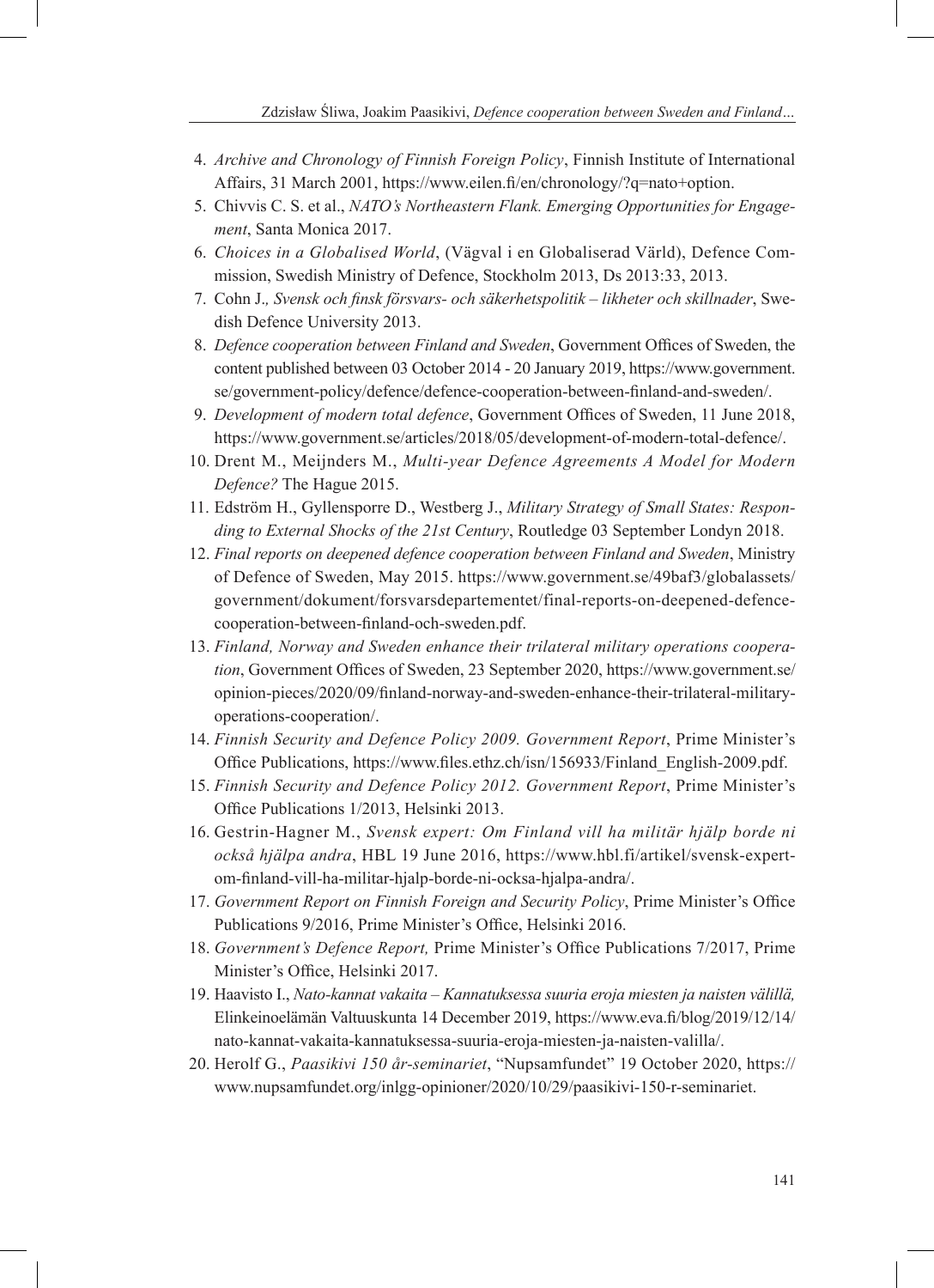4. *Archive and Chronology of Finnish Foreign Policy*, Finnish Institute of International Affairs, 31 March 2001, https://www.eilen.fi/en/chronology/?q=nato+option.
5. Chivvis C. S. et al., *NATO's Northeastern Flank. Emerging Opportunities for Engagement*, Santa Monica 2017.
6. *Choices in a Globalised World*, (Vägval i en Globaliserad Värld), Defence Commission, Swedish Ministry of Defence, Stockholm 2013, Ds 2013:33, 2013.
7. Cohn J.*, Svensk och finsk försvars- och säkerhetspolitik – likheter och skillnader*, Swedish Defence University 2013.
8. *Defence cooperation between Finland and Sweden*, Government Offices of Sweden, the content published between 03 October 2014 - 20 January 2019, https://www.government.se/government-policy/defence/defence-cooperation-between-finland-and-sweden/.
9. *Development of modern total defence*, Government Offices of Sweden, 11 June 2018, https://www.government.se/articles/2018/05/development-of-modern-total-defence/.
10. Drent M., Meijnders M., *Multi-year Defence Agreements A Model for Modern Defence?* The Hague 2015.
11. Edström H., Gyllensporre D., Westberg J., *Military Strategy of Small States: Responding to External Shocks of the 21st Century*, Routledge 03 September Londyn 2018.
12. *Final reports on deepened defence cooperation between Finland and Sweden*, Ministry of Defence of Sweden, May 2015. https://www.government.se/49baf3/globalassets/government/dokument/forsvarsdepartementet/final-reports-on-deepened-defence-cooperation-between-finland-och-sweden.pdf.
13. *Finland, Norway and Sweden enhance their trilateral military operations cooperation*, Government Offices of Sweden, 23 September 2020, https://www.government.se/opinion-pieces/2020/09/finland-norway-and-sweden-enhance-their-trilateral-military-operations-cooperation/.
14. *Finnish Security and Defence Policy 2009. Government Report*, Prime Minister's Office Publications, https://www.files.ethz.ch/isn/156933/Finland_English-2009.pdf.
15. *Finnish Security and Defence Policy 2012. Government Report*, Prime Minister's Office Publications 1/2013, Helsinki 2013.
16. Gestrin-Hagner M., *Svensk expert: Om Finland vill ha militär hjälp borde ni också hjälpa andra*, HBL 19 June 2016, https://www.hbl.fi/artikel/svensk-expert-om-finland-vill-ha-militar-hjalp-borde-ni-ocksa-hjalpa-andra/.
17. *Government Report on Finnish Foreign and Security Policy*, Prime Minister's Office Publications 9/2016, Prime Minister's Office, Helsinki 2016.
18. *Government's Defence Report,* Prime Minister's Office Publications 7/2017, Prime Minister's Office, Helsinki 2017.
19. Haavisto I., *Nato-kannat vakaita – Kannatuksessa suuria eroja miesten ja naisten välillä,* Elinkeinoelämän Valtuuskunta 14 December 2019, https://www.eva.fi/blog/2019/12/14/nato-kannat-vakaita-kannatuksessa-suuria-eroja-miesten-ja-naisten-valilla/.
20. Herolf G., *Paasikivi 150 år-seminariet*, "Nupsamfundet" 19 October 2020, https://www.nupsamfundet.org/inlgg-opinioner/2020/10/29/paasikivi-150-r-seminariet.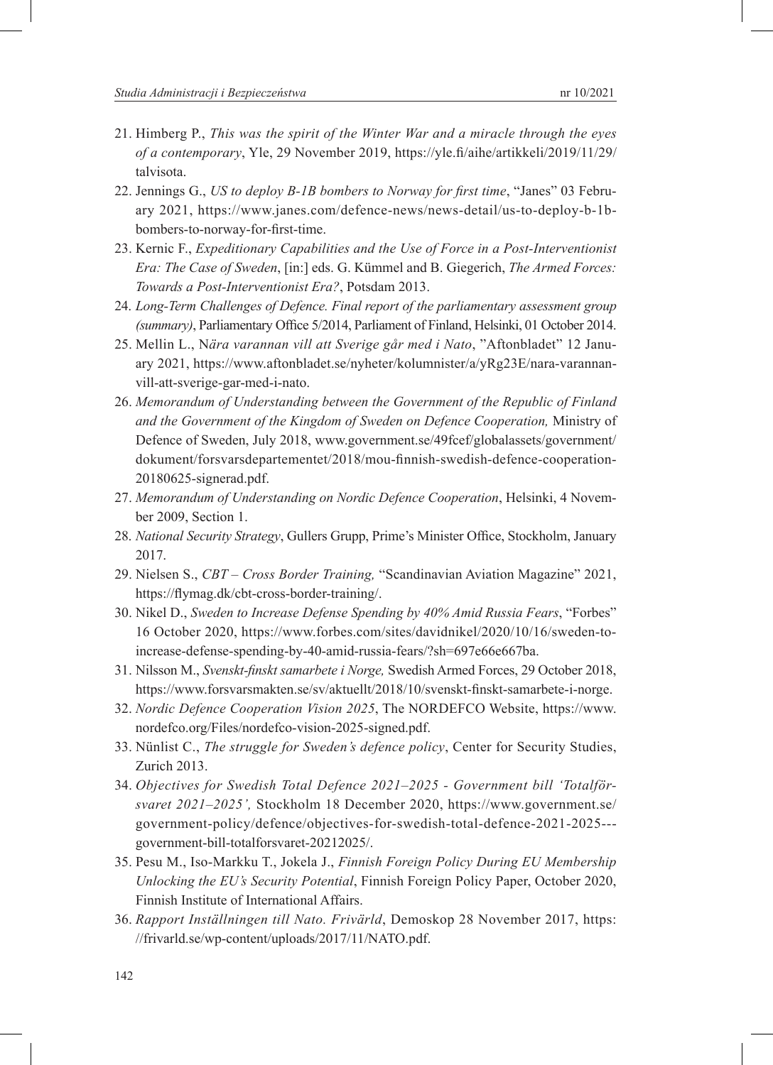21. Himberg P., *This was the spirit of the Winter War and a miracle through the eyes of a contemporary*, Yle, 29 November 2019, https://yle.fi/aihe/artikkeli/2019/11/29/talvisota.
22. Jennings G., *US to deploy B-1B bombers to Norway for first time*, "Janes" 03 February 2021, https://www.janes.com/defence-news/news-detail/us-to-deploy-b-1b-bombers-to-norway-for-first-time.
23. Kernic F., *Expeditionary Capabilities and the Use of Force in a Post-Interventionist Era: The Case of Sweden*, [in:] eds. G. Kümmel and B. Giegerich, *The Armed Forces: Towards a Post-Interventionist Era?*, Potsdam 2013.
24. *Long-Term Challenges of Defence. Final report of the parliamentary assessment group (summary)*, Parliamentary Office 5/2014, Parliament of Finland, Helsinki, 01 October 2014.
25. Mellin L., N*ära varannan vill att Sverige går med i Nato*, "Aftonbladet" 12 January 2021, https://www.aftonbladet.se/nyheter/kolumnister/a/yRg23E/nara-varannan-vill-att-sverige-gar-med-i-nato.
26. *Memorandum of Understanding between the Government of the Republic of Finland and the Government of the Kingdom of Sweden on Defence Cooperation,* Ministry of Defence of Sweden, July 2018, www.government.se/49fcef/globalassets/government/dokument/forsvarsdepartementet/2018/mou-finnish-swedish-defence-cooperation-20180625-signerad.pdf.
27. *Memorandum of Understanding on Nordic Defence Cooperation*, Helsinki, 4 November 2009, Section 1.
28. *National Security Strategy*, Gullers Grupp, Prime's Minister Office, Stockholm, January 2017.
29. Nielsen S., *CBT – Cross Border Training,* "Scandinavian Aviation Magazine" 2021, https://flymag.dk/cbt-cross-border-training/.
30. Nikel D., *Sweden to Increase Defense Spending by 40% Amid Russia Fears*, "Forbes" 16 October 2020, https://www.forbes.com/sites/davidnikel/2020/10/16/sweden-to-increase-defense-spending-by-40-amid-russia-fears/?sh=697e66e667ba.
31. Nilsson M., *Svenskt-finskt samarbete i Norge,* Swedish Armed Forces, 29 October 2018, https://www.forsvarsmakten.se/sv/aktuellt/2018/10/svenskt-finskt-samarbete-i-norge.
32. *Nordic Defence Cooperation Vision 2025*, The NORDEFCO Website, https://www.nordefco.org/Files/nordefco-vision-2025-signed.pdf.
33. Nünlist C., *The struggle for Sweden's defence policy*, Center for Security Studies, Zurich 2013.
34. *Objectives for Swedish Total Defence 2021–2025 - Government bill 'Totalförsvaret 2021–2025',* Stockholm 18 December 2020, https://www.government.se/government-policy/defence/objectives-for-swedish-total-defence-2021-2025---government-bill-totalforsvaret-20212025/.
35. Pesu M., Iso-Markku T., Jokela J., *Finnish Foreign Policy During EU Membership Unlocking the EU's Security Potential*, Finnish Foreign Policy Paper, October 2020, Finnish Institute of International Affairs.
36. *Rapport Inställningen till Nato. Frivärld*, Demoskop 28 November 2017, https://frivarld.se/wp-content/uploads/2017/11/NATO.pdf.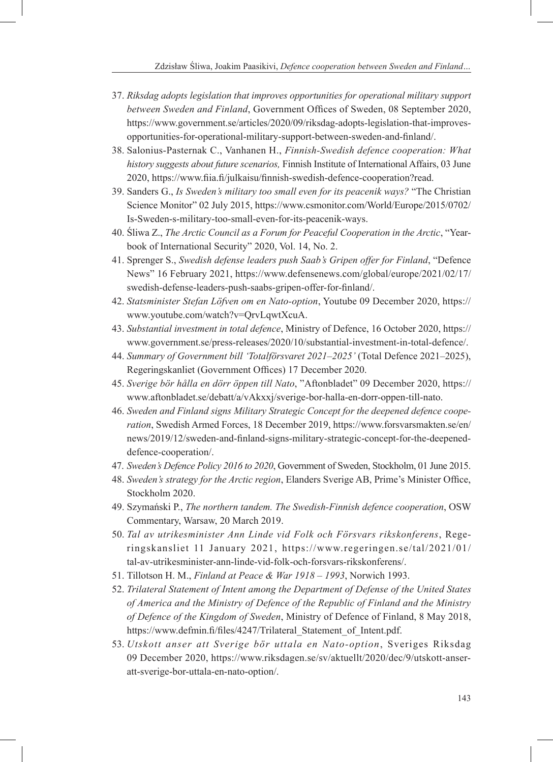37. *Riksdag adopts legislation that improves opportunities for operational military support between Sweden and Finland*, Government Offices of Sweden, 08 September 2020, https://www.government.se/articles/2020/09/riksdag-adopts-legislation-that-improves-opportunities-for-operational-military-support-between-sweden-and-finland/.
38. Salonius-Pasternak C., Vanhanen H., *Finnish-Swedish defence cooperation: What history suggests about future scenarios,* Finnish Institute of International Affairs, 03 June 2020, https://www.fiia.fi/julkaisu/finnish-swedish-defence-cooperation?read.
39. Sanders G., *Is Sweden's military too small even for its peacenik ways?* "The Christian Science Monitor" 02 July 2015, https://www.csmonitor.com/World/Europe/2015/0702/Is-Sweden-s-military-too-small-even-for-its-peacenik-ways.
40. Śliwa Z., *The Arctic Council as a Forum for Peaceful Cooperation in the Arctic*, "Yearbook of International Security" 2020, Vol. 14, No. 2.
41. Sprenger S., *Swedish defense leaders push Saab's Gripen offer for Finland*, "Defence News" 16 February 2021, https://www.defensenews.com/global/europe/2021/02/17/swedish-defense-leaders-push-saabs-gripen-offer-for-finland/.
42. *Statsminister Stefan Löfven om en Nato-option*, Youtube 09 December 2020, https://www.youtube.com/watch?v=QrvLqwtXcuA.
43. *Substantial investment in total defence*, Ministry of Defence, 16 October 2020, https://www.government.se/press-releases/2020/10/substantial-investment-in-total-defence/.
44. *Summary of Government bill 'Totalförsvaret 2021–2025'* (Total Defence 2021–2025), Regeringskanliet (Government Offices) 17 December 2020.
45. *Sverige bör hålla en dörr öppen till Nato*, "Aftonbladet" 09 December 2020, https://www.aftonbladet.se/debatt/a/vAkxxj/sverige-bor-halla-en-dorr-oppen-till-nato.
46. *Sweden and Finland signs Military Strategic Concept for the deepened defence cooperation*, Swedish Armed Forces, 18 December 2019, https://www.forsvarsmakten.se/en/news/2019/12/sweden-and-finland-signs-military-strategic-concept-for-the-deepened-defence-cooperation/.
47. *Sweden's Defence Policy 2016 to 2020*, Government of Sweden, Stockholm, 01 June 2015.
48. *Sweden's strategy for the Arctic region*, Elanders Sverige AB, Prime's Minister Office, Stockholm 2020.
49. Szymański P., *The northern tandem. The Swedish-Finnish defence cooperation*, OSW Commentary, Warsaw, 20 March 2019.
50. *Tal av utrikesminister Ann Linde vid Folk och Försvars rikskonferens*, Regeringskansliet 11 January 2021, https://www.regeringen.se/tal/2021/01/tal-av-utrikesminister-ann-linde-vid-folk-och-forsvars-rikskonferens/.
51. Tillotson H. M., *Finland at Peace & War 1918 – 1993*, Norwich 1993.
52. *Trilateral Statement of Intent among the Department of Defense of the United States of America and the Ministry of Defence of the Republic of Finland and the Ministry of Defence of the Kingdom of Sweden*, Ministry of Defence of Finland, 8 May 2018, https://www.defmin.fi/files/4247/Trilateral_Statement_of_Intent.pdf.
53. *Utskott anser att Sverige bör uttala en Nato-option*, Sveriges Riksdag 09 December 2020, https://www.riksdagen.se/sv/aktuellt/2020/dec/9/utskott-anser-att-sverige-bor-uttala-en-nato-option/.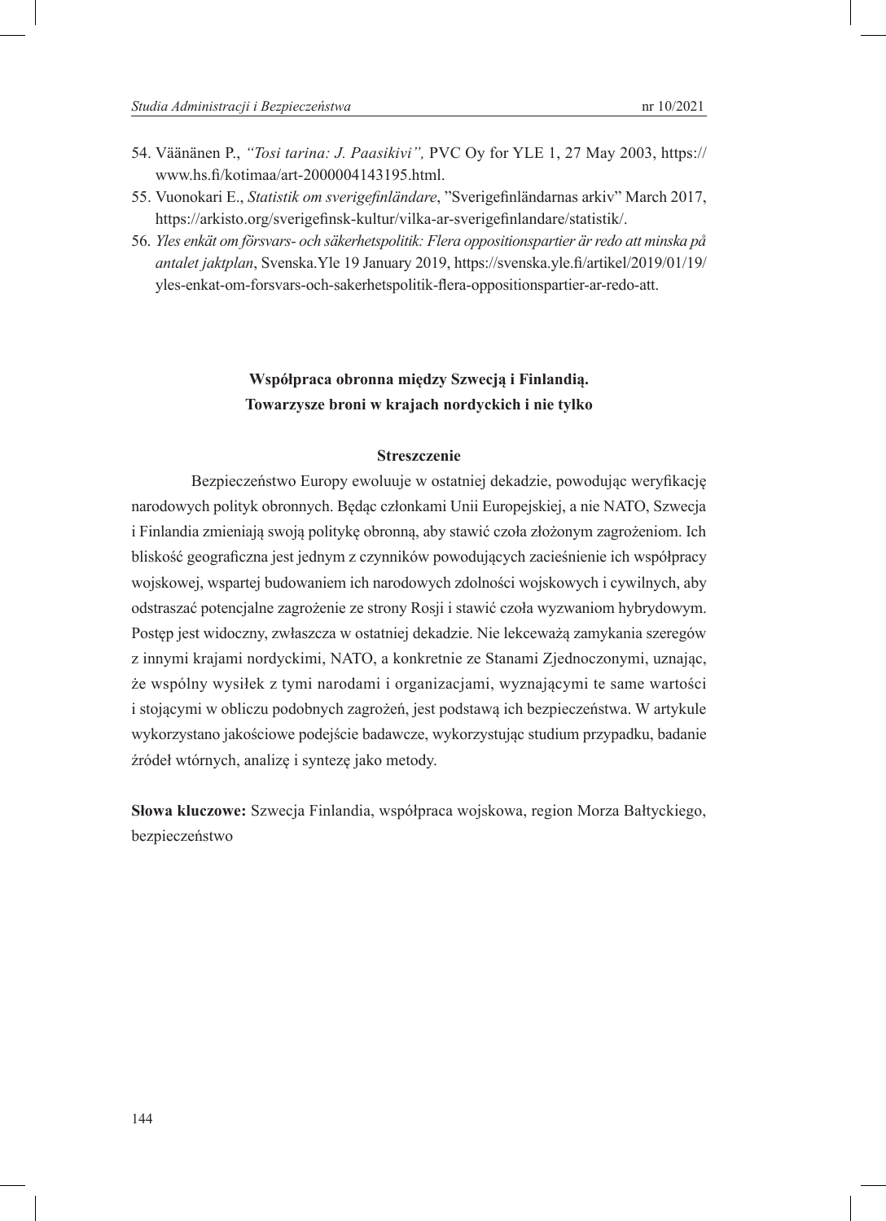54. Väänänen P., *"Tosi tarina: J. Paasikivi",* PVC Oy for YLE 1, 27 May 2003, https://www.hs.fi/kotimaa/art-2000004143195.html.
55. Vuonokari E., *Statistik om sverigefinländare*, "Sverigefinländarnas arkiv" March 2017, https://arkisto.org/sverigefinsk-kultur/vilka-ar-sverigefinlandare/statistik/.
56. *Yles enkät om försvars- och säkerhetspolitik: Flera oppositionspartier är redo att minska på antalet jaktplan*, Svenska.Yle 19 January 2019, https://svenska.yle.fi/artikel/2019/01/19/yles-enkat-om-forsvars-och-sakerhetspolitik-flera-oppositionspartier-ar-redo-att.

**Współpraca obronna między Szwecją i Finlandią.**
**Towarzysze broni w krajach nordyckich i nie tylko**

**Streszczenie**

Bezpieczeństwo Europy ewoluuje w ostatniej dekadzie, powodując weryfikację narodowych polityk obronnych. Będąc członkami Unii Europejskiej, a nie NATO, Szwecja i Finlandia zmieniają swoją politykę obronną, aby stawić czoła złożonym zagrożeniom. Ich bliskość geograficzna jest jednym z czynników powodujących zacieśnienie ich współpracy wojskowej, wspartej budowaniem ich narodowych zdolności wojskowych i cywilnych, aby odstraszać potencjalne zagrożenie ze strony Rosji i stawić czoła wyzwaniom hybrydowym. Postęp jest widoczny, zwłaszcza w ostatniej dekadzie. Nie lekceważą zamykania szeregów z innymi krajami nordyckimi, NATO, a konkretnie ze Stanami Zjednoczonymi, uznając, że wspólny wysiłek z tymi narodami i organizacjami, wyznającymi te same wartości i stojącymi w obliczu podobnych zagrożeń, jest podstawą ich bezpieczeństwa. W artykule wykorzystano jakościowe podejście badawcze, wykorzystując studium przypadku, badanie źródeł wtórnych, analizę i syntezę jako metody.

**Słowa kluczowe:** Szwecja Finlandia, współpraca wojskowa, region Morza Bałtyckiego, bezpieczeństwo